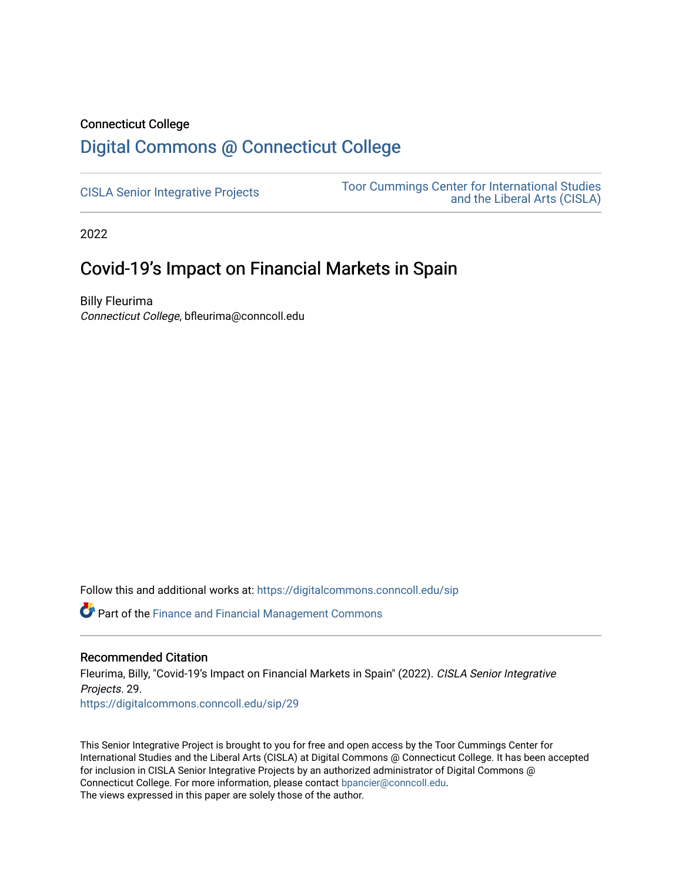Connecticut College

# Digital Commons @ Connecticut College

CISLA Senior Integrative Projects

Toor Cummings Center for International Studies and the Liberal Arts (CISLA)

2022

## Covid-19's Impact on Financial Markets in Spain

Billy Fleurima
*Connecticut College*, bfleurima@conncoll.edu

Follow this and additional works at: https://digitalcommons.conncoll.edu/sip

Part of the Finance and Financial Management Commons

### Recommended Citation

Fleurima, Billy, "Covid-19's Impact on Financial Markets in Spain" (2022). *CISLA Senior Integrative Projects*. 29.
https://digitalcommons.conncoll.edu/sip/29

This Senior Integrative Project is brought to you for free and open access by the Toor Cummings Center for International Studies and the Liberal Arts (CISLA) at Digital Commons @ Connecticut College. It has been accepted for inclusion in CISLA Senior Integrative Projects by an authorized administrator of Digital Commons @ Connecticut College. For more information, please contact bpancier@conncoll.edu.
The views expressed in this paper are solely those of the author.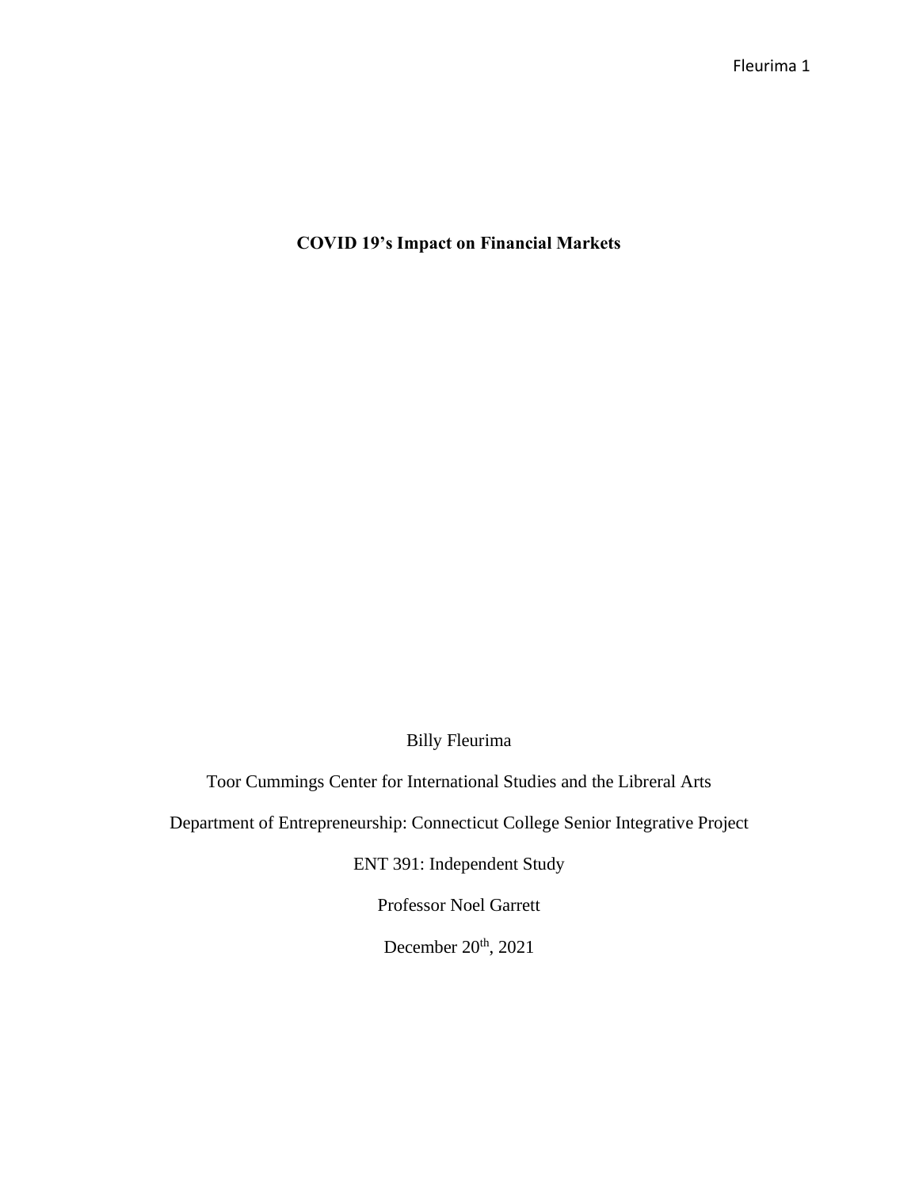**COVID 19's Impact on Financial Markets**

Billy Fleurima

Toor Cummings Center for International Studies and the Libreral Arts

Department of Entrepreneurship: Connecticut College Senior Integrative Project

ENT 391: Independent Study

Professor Noel Garrett

December 20th, 2021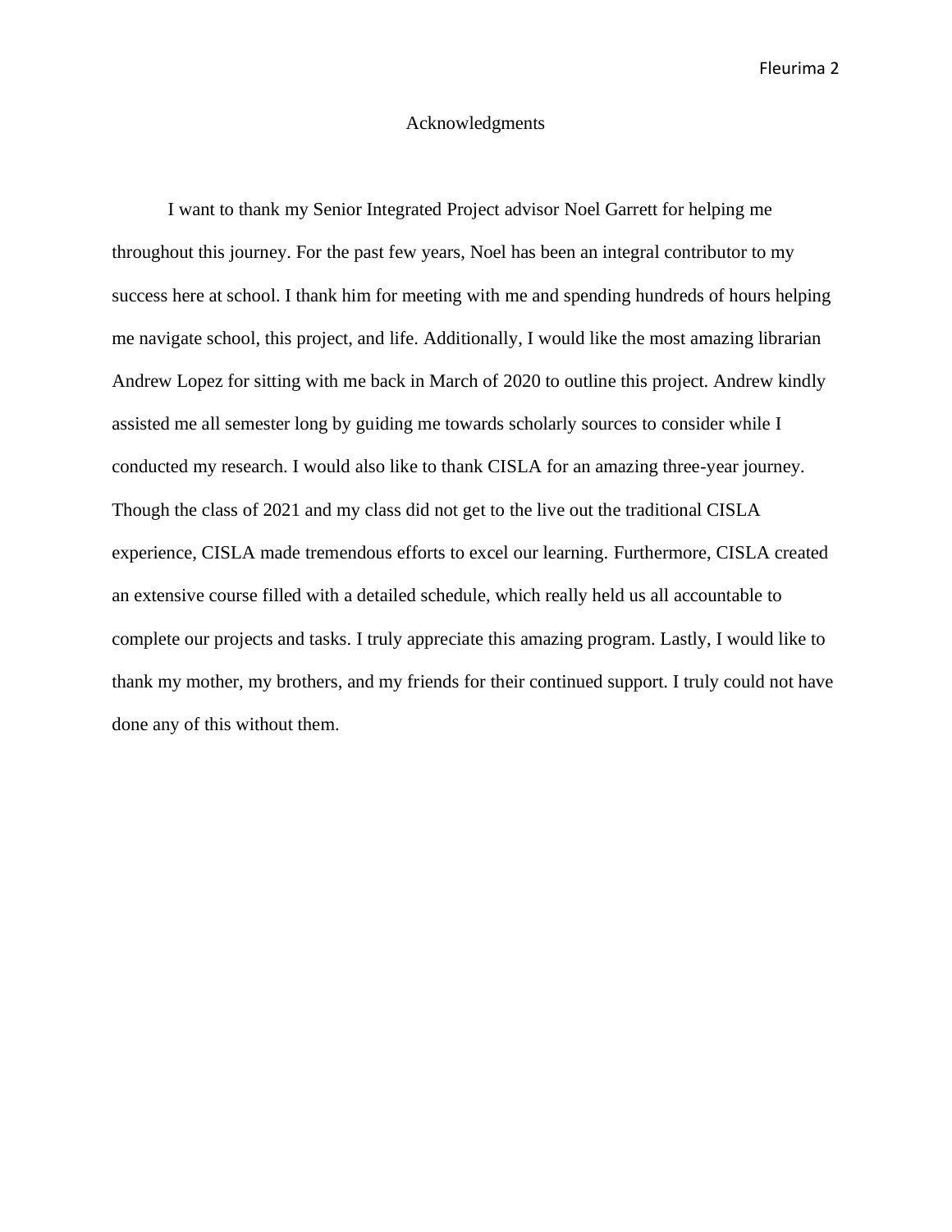# Acknowledgments

I want to thank my Senior Integrated Project advisor Noel Garrett for helping me throughout this journey. For the past few years, Noel has been an integral contributor to my success here at school. I thank him for meeting with me and spending hundreds of hours helping me navigate school, this project, and life. Additionally, I would like the most amazing librarian Andrew Lopez for sitting with me back in March of 2020 to outline this project. Andrew kindly assisted me all semester long by guiding me towards scholarly sources to consider while I conducted my research. I would also like to thank CISLA for an amazing three-year journey. Though the class of 2021 and my class did not get to the live out the traditional CISLA experience, CISLA made tremendous efforts to excel our learning. Furthermore, CISLA created an extensive course filled with a detailed schedule, which really held us all accountable to complete our projects and tasks. I truly appreciate this amazing program. Lastly, I would like to thank my mother, my brothers, and my friends for their continued support. I truly could not have done any of this without them.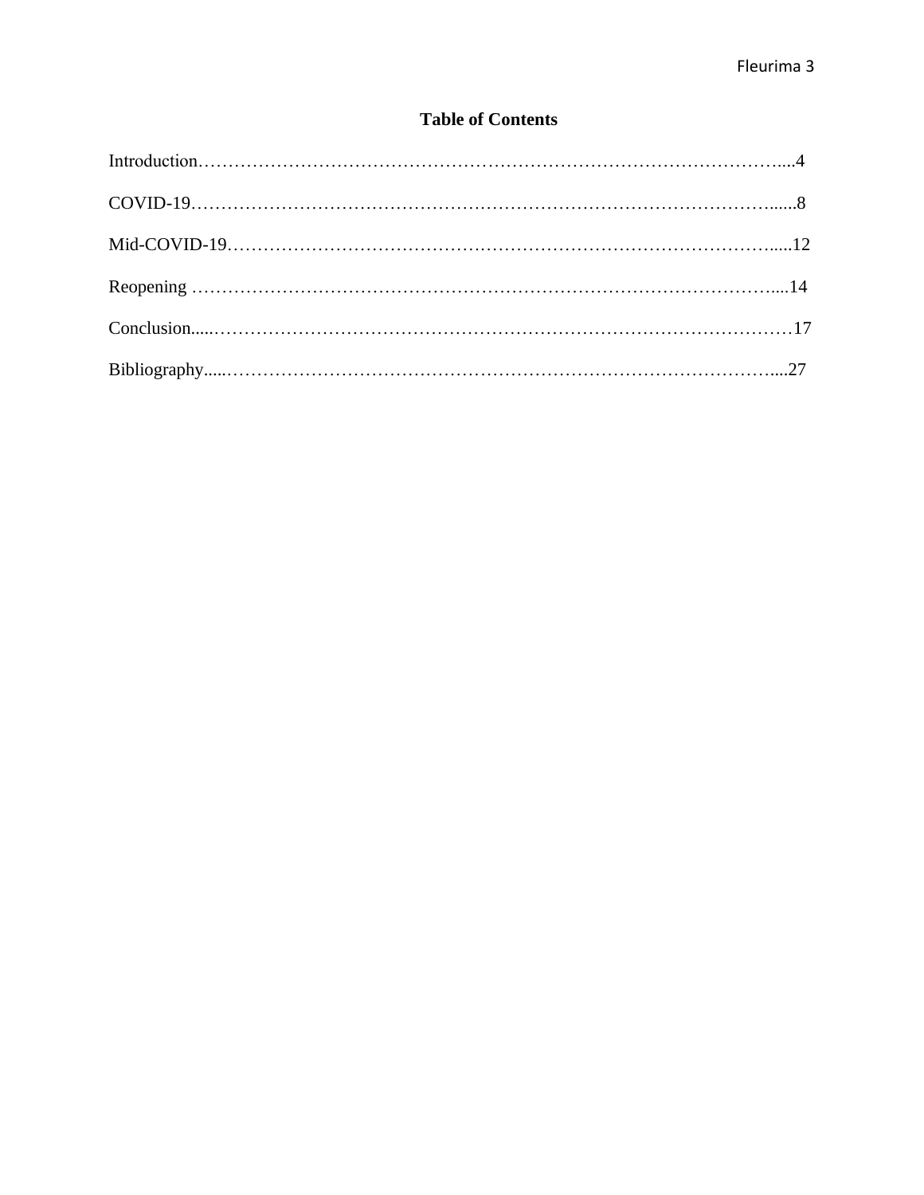# Table of Contents

Introduction……………………………………………………………………………………....4

COVID-19……………………………………………………………………………………......8

Mid-COVID-19…………………………………………………………………………….…......12

Reopening ……………………………………………………………………………………....14

Conclusion.....………………………………………………………………………………………17

Bibliography.....…………………………………………………………………………………....27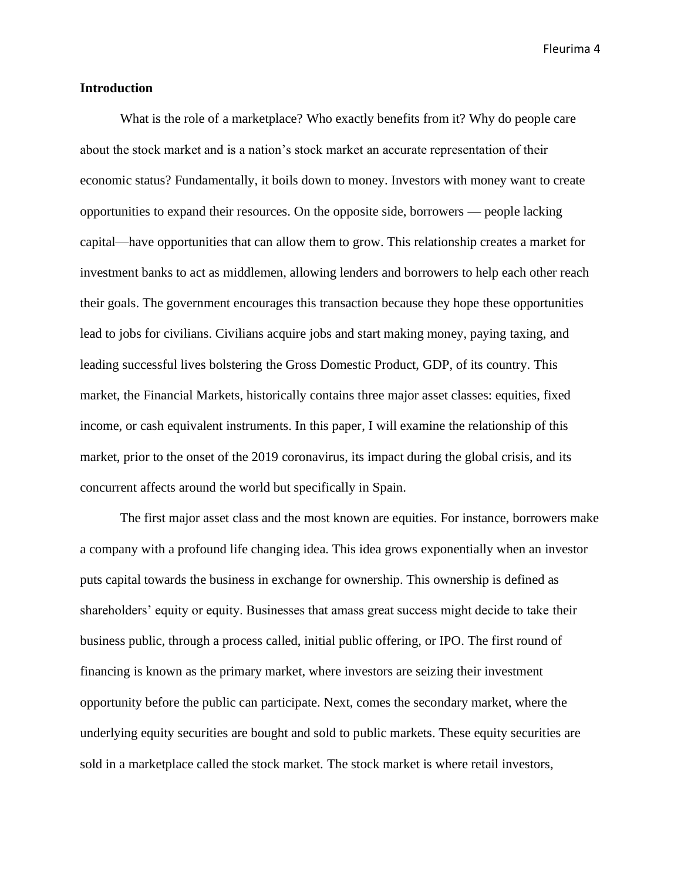## Introduction

What is the role of a marketplace? Who exactly benefits from it? Why do people care about the stock market and is a nation's stock market an accurate representation of their economic status? Fundamentally, it boils down to money. Investors with money want to create opportunities to expand their resources. On the opposite side, borrowers — people lacking capital—have opportunities that can allow them to grow. This relationship creates a market for investment banks to act as middlemen, allowing lenders and borrowers to help each other reach their goals. The government encourages this transaction because they hope these opportunities lead to jobs for civilians. Civilians acquire jobs and start making money, paying taxing, and leading successful lives bolstering the Gross Domestic Product, GDP, of its country. This market, the Financial Markets, historically contains three major asset classes: equities, fixed income, or cash equivalent instruments. In this paper, I will examine the relationship of this market, prior to the onset of the 2019 coronavirus, its impact during the global crisis, and its concurrent affects around the world but specifically in Spain.

The first major asset class and the most known are equities. For instance, borrowers make a company with a profound life changing idea. This idea grows exponentially when an investor puts capital towards the business in exchange for ownership. This ownership is defined as shareholders' equity or equity. Businesses that amass great success might decide to take their business public, through a process called, initial public offering, or IPO. The first round of financing is known as the primary market, where investors are seizing their investment opportunity before the public can participate. Next, comes the secondary market, where the underlying equity securities are bought and sold to public markets. These equity securities are sold in a marketplace called the stock market. The stock market is where retail investors,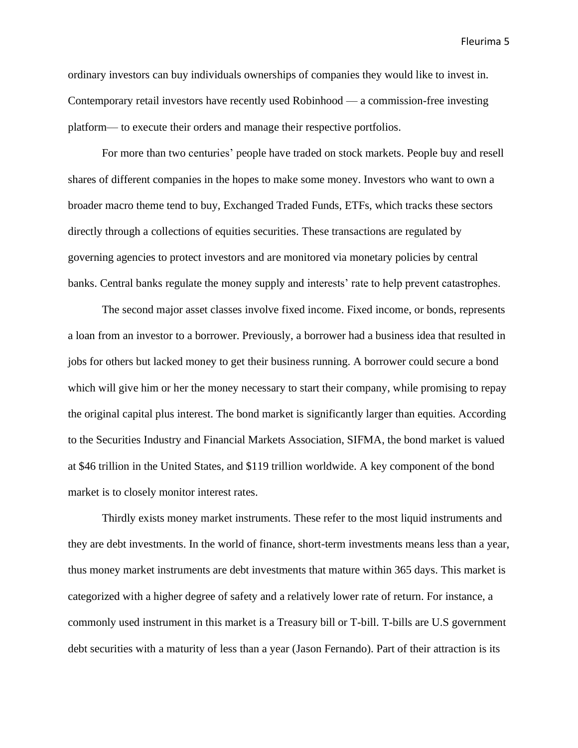ordinary investors can buy individuals ownerships of companies they would like to invest in. Contemporary retail investors have recently used Robinhood — a commission-free investing platform— to execute their orders and manage their respective portfolios.

For more than two centuries' people have traded on stock markets. People buy and resell shares of different companies in the hopes to make some money. Investors who want to own a broader macro theme tend to buy, Exchanged Traded Funds, ETFs, which tracks these sectors directly through a collections of equities securities. These transactions are regulated by governing agencies to protect investors and are monitored via monetary policies by central banks. Central banks regulate the money supply and interests' rate to help prevent catastrophes.

The second major asset classes involve fixed income. Fixed income, or bonds, represents a loan from an investor to a borrower. Previously, a borrower had a business idea that resulted in jobs for others but lacked money to get their business running. A borrower could secure a bond which will give him or her the money necessary to start their company, while promising to repay the original capital plus interest. The bond market is significantly larger than equities. According to the Securities Industry and Financial Markets Association, SIFMA, the bond market is valued at $46 trillion in the United States, and $119 trillion worldwide. A key component of the bond market is to closely monitor interest rates.

Thirdly exists money market instruments. These refer to the most liquid instruments and they are debt investments. In the world of finance, short-term investments means less than a year, thus money market instruments are debt investments that mature within 365 days. This market is categorized with a higher degree of safety and a relatively lower rate of return. For instance, a commonly used instrument in this market is a Treasury bill or T-bill. T-bills are U.S government debt securities with a maturity of less than a year (Jason Fernando). Part of their attraction is its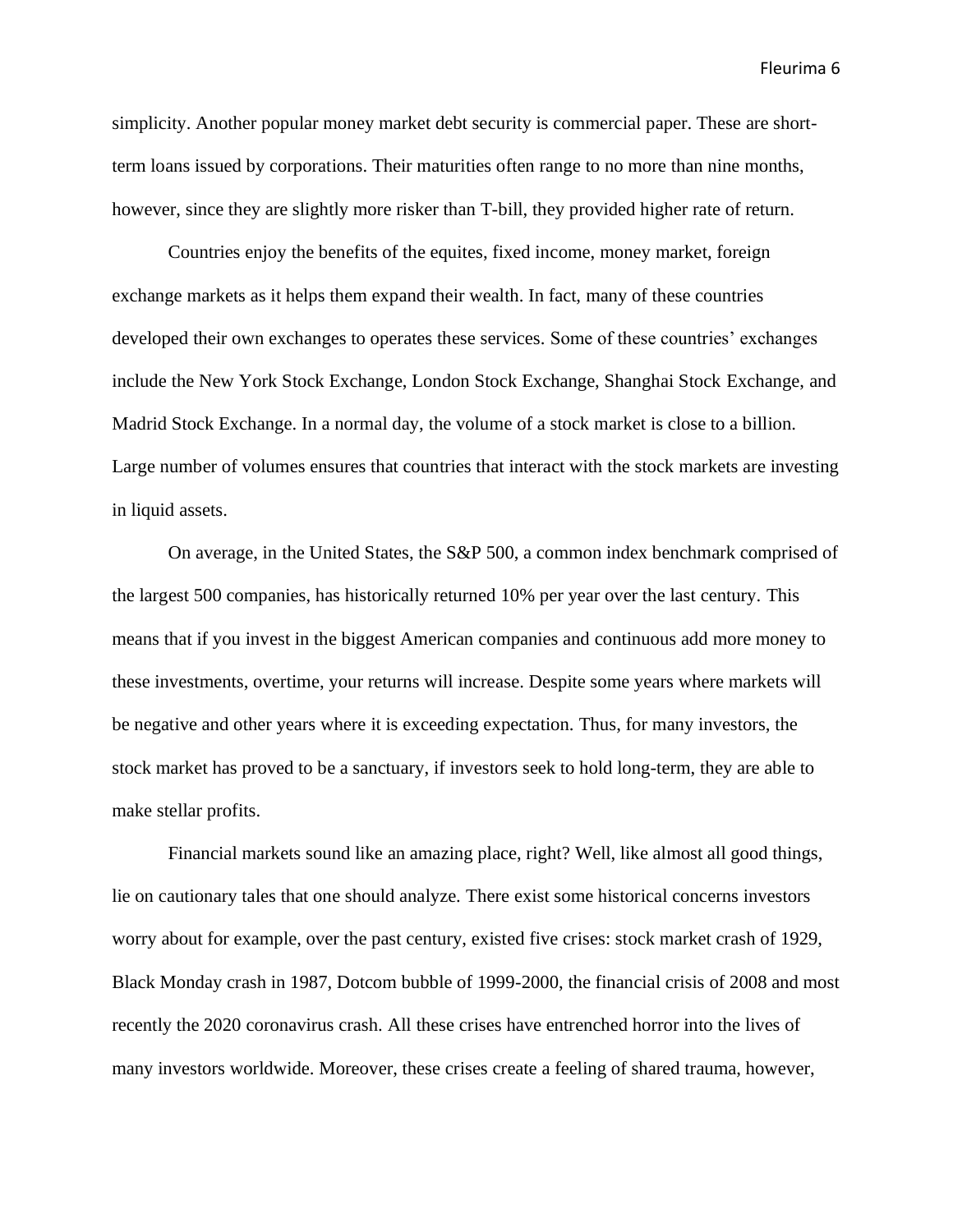simplicity. Another popular money market debt security is commercial paper. These are short-term loans issued by corporations. Their maturities often range to no more than nine months, however, since they are slightly more risker than T-bill, they provided higher rate of return.

Countries enjoy the benefits of the equites, fixed income, money market, foreign exchange markets as it helps them expand their wealth. In fact, many of these countries developed their own exchanges to operates these services. Some of these countries' exchanges include the New York Stock Exchange, London Stock Exchange, Shanghai Stock Exchange, and Madrid Stock Exchange. In a normal day, the volume of a stock market is close to a billion. Large number of volumes ensures that countries that interact with the stock markets are investing in liquid assets.

On average, in the United States, the S&P 500, a common index benchmark comprised of the largest 500 companies, has historically returned 10% per year over the last century. This means that if you invest in the biggest American companies and continuous add more money to these investments, overtime, your returns will increase. Despite some years where markets will be negative and other years where it is exceeding expectation. Thus, for many investors, the stock market has proved to be a sanctuary, if investors seek to hold long-term, they are able to make stellar profits.

Financial markets sound like an amazing place, right? Well, like almost all good things, lie on cautionary tales that one should analyze. There exist some historical concerns investors worry about for example, over the past century, existed five crises: stock market crash of 1929, Black Monday crash in 1987, Dotcom bubble of 1999-2000, the financial crisis of 2008 and most recently the 2020 coronavirus crash. All these crises have entrenched horror into the lives of many investors worldwide. Moreover, these crises create a feeling of shared trauma, however,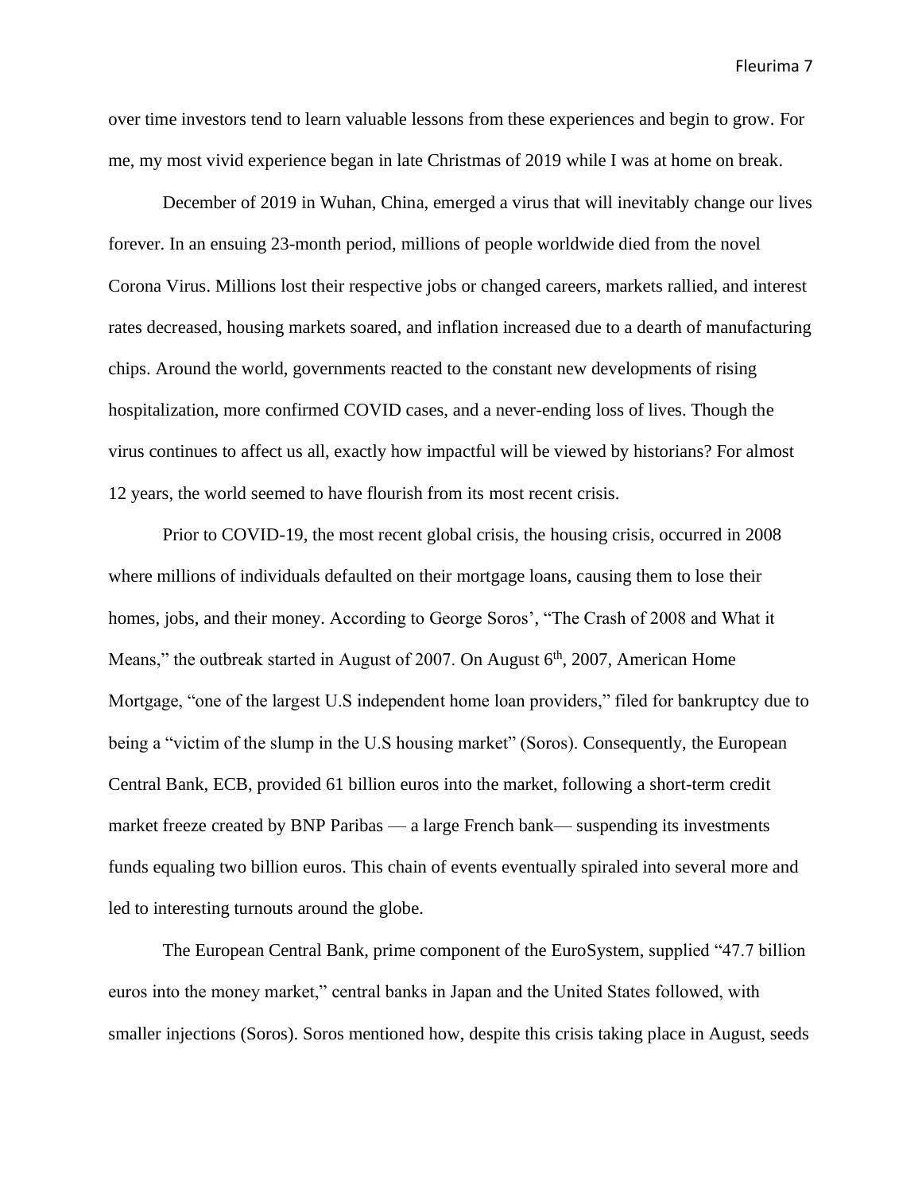over time investors tend to learn valuable lessons from these experiences and begin to grow. For me, my most vivid experience began in late Christmas of 2019 while I was at home on break.

December of 2019 in Wuhan, China, emerged a virus that will inevitably change our lives forever. In an ensuing 23-month period, millions of people worldwide died from the novel Corona Virus. Millions lost their respective jobs or changed careers, markets rallied, and interest rates decreased, housing markets soared, and inflation increased due to a dearth of manufacturing chips. Around the world, governments reacted to the constant new developments of rising hospitalization, more confirmed COVID cases, and a never-ending loss of lives. Though the virus continues to affect us all, exactly how impactful will be viewed by historians? For almost 12 years, the world seemed to have flourish from its most recent crisis.

Prior to COVID-19, the most recent global crisis, the housing crisis, occurred in 2008 where millions of individuals defaulted on their mortgage loans, causing them to lose their homes, jobs, and their money. According to George Soros', "The Crash of 2008 and What it Means," the outbreak started in August of 2007. On August 6th, 2007, American Home Mortgage, "one of the largest U.S independent home loan providers," filed for bankruptcy due to being a "victim of the slump in the U.S housing market" (Soros). Consequently, the European Central Bank, ECB, provided 61 billion euros into the market, following a short-term credit market freeze created by BNP Paribas — a large French bank— suspending its investments funds equaling two billion euros. This chain of events eventually spiraled into several more and led to interesting turnouts around the globe.

The European Central Bank, prime component of the EuroSystem, supplied "47.7 billion euros into the money market," central banks in Japan and the United States followed, with smaller injections (Soros). Soros mentioned how, despite this crisis taking place in August, seeds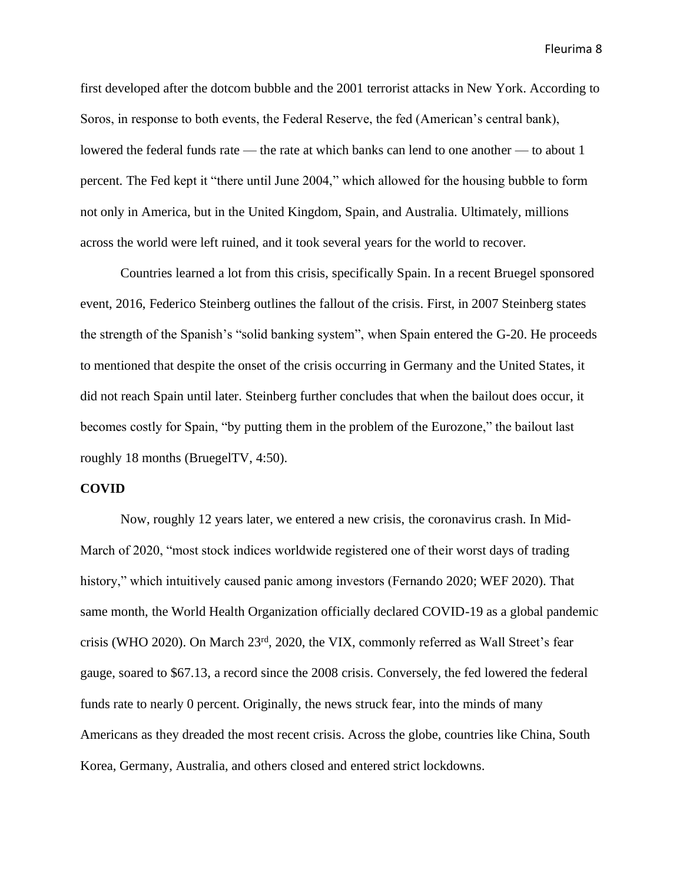first developed after the dotcom bubble and the 2001 terrorist attacks in New York. According to Soros, in response to both events, the Federal Reserve, the fed (American's central bank), lowered the federal funds rate — the rate at which banks can lend to one another — to about 1 percent. The Fed kept it "there until June 2004," which allowed for the housing bubble to form not only in America, but in the United Kingdom, Spain, and Australia. Ultimately, millions across the world were left ruined, and it took several years for the world to recover.

Countries learned a lot from this crisis, specifically Spain. In a recent Bruegel sponsored event, 2016, Federico Steinberg outlines the fallout of the crisis. First, in 2007 Steinberg states the strength of the Spanish's "solid banking system", when Spain entered the G-20. He proceeds to mentioned that despite the onset of the crisis occurring in Germany and the United States, it did not reach Spain until later. Steinberg further concludes that when the bailout does occur, it becomes costly for Spain, "by putting them in the problem of the Eurozone," the bailout last roughly 18 months (BruegelTV, 4:50).

**COVID**

Now, roughly 12 years later, we entered a new crisis, the coronavirus crash. In Mid-March of 2020, "most stock indices worldwide registered one of their worst days of trading history," which intuitively caused panic among investors (Fernando 2020; WEF 2020). That same month, the World Health Organization officially declared COVID-19 as a global pandemic crisis (WHO 2020). On March 23rd, 2020, the VIX, commonly referred as Wall Street's fear gauge, soared to $67.13, a record since the 2008 crisis. Conversely, the fed lowered the federal funds rate to nearly 0 percent. Originally, the news struck fear, into the minds of many Americans as they dreaded the most recent crisis. Across the globe, countries like China, South Korea, Germany, Australia, and others closed and entered strict lockdowns.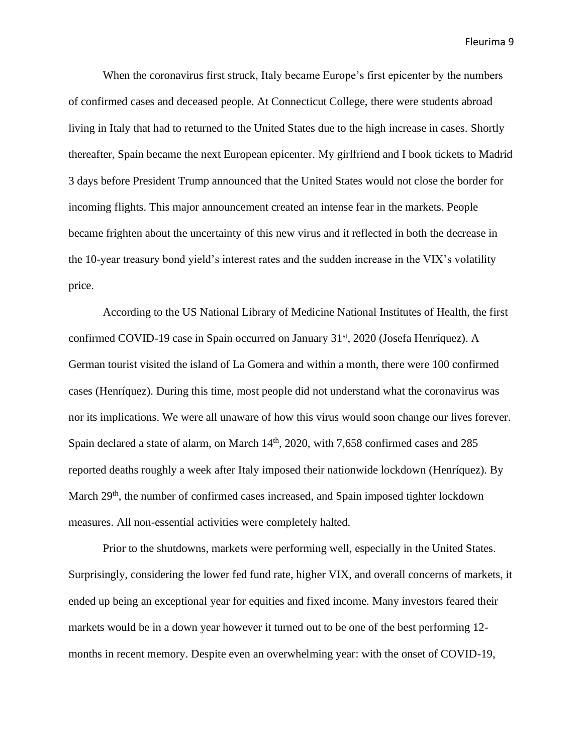When the coronavirus first struck, Italy became Europe's first epicenter by the numbers of confirmed cases and deceased people. At Connecticut College, there were students abroad living in Italy that had to returned to the United States due to the high increase in cases. Shortly thereafter, Spain became the next European epicenter. My girlfriend and I book tickets to Madrid 3 days before President Trump announced that the United States would not close the border for incoming flights. This major announcement created an intense fear in the markets. People became frighten about the uncertainty of this new virus and it reflected in both the decrease in the 10-year treasury bond yield's interest rates and the sudden increase in the VIX's volatility price.

According to the US National Library of Medicine National Institutes of Health, the first confirmed COVID-19 case in Spain occurred on January 31st, 2020 (Josefa Henríquez). A German tourist visited the island of La Gomera and within a month, there were 100 confirmed cases (Henríquez). During this time, most people did not understand what the coronavirus was nor its implications. We were all unaware of how this virus would soon change our lives forever. Spain declared a state of alarm, on March 14th, 2020, with 7,658 confirmed cases and 285 reported deaths roughly a week after Italy imposed their nationwide lockdown (Henríquez). By March 29th, the number of confirmed cases increased, and Spain imposed tighter lockdown measures. All non-essential activities were completely halted.

Prior to the shutdowns, markets were performing well, especially in the United States. Surprisingly, considering the lower fed fund rate, higher VIX, and overall concerns of markets, it ended up being an exceptional year for equities and fixed income. Many investors feared their markets would be in a down year however it turned out to be one of the best performing 12-months in recent memory. Despite even an overwhelming year: with the onset of COVID-19,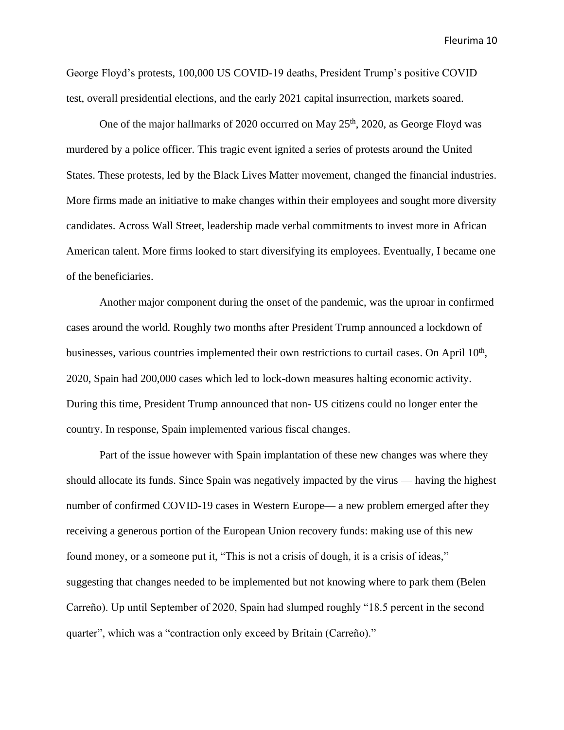George Floyd's protests, 100,000 US COVID-19 deaths, President Trump's positive COVID test, overall presidential elections, and the early 2021 capital insurrection, markets soared.

One of the major hallmarks of 2020 occurred on May 25th, 2020, as George Floyd was murdered by a police officer. This tragic event ignited a series of protests around the United States. These protests, led by the Black Lives Matter movement, changed the financial industries. More firms made an initiative to make changes within their employees and sought more diversity candidates. Across Wall Street, leadership made verbal commitments to invest more in African American talent. More firms looked to start diversifying its employees. Eventually, I became one of the beneficiaries.

Another major component during the onset of the pandemic, was the uproar in confirmed cases around the world. Roughly two months after President Trump announced a lockdown of businesses, various countries implemented their own restrictions to curtail cases. On April 10th, 2020, Spain had 200,000 cases which led to lock-down measures halting economic activity. During this time, President Trump announced that non- US citizens could no longer enter the country. In response, Spain implemented various fiscal changes.

Part of the issue however with Spain implantation of these new changes was where they should allocate its funds. Since Spain was negatively impacted by the virus — having the highest number of confirmed COVID-19 cases in Western Europe— a new problem emerged after they receiving a generous portion of the European Union recovery funds: making use of this new found money, or a someone put it, "This is not a crisis of dough, it is a crisis of ideas," suggesting that changes needed to be implemented but not knowing where to park them (Belen Carreño). Up until September of 2020, Spain had slumped roughly "18.5 percent in the second quarter", which was a "contraction only exceed by Britain (Carreño)."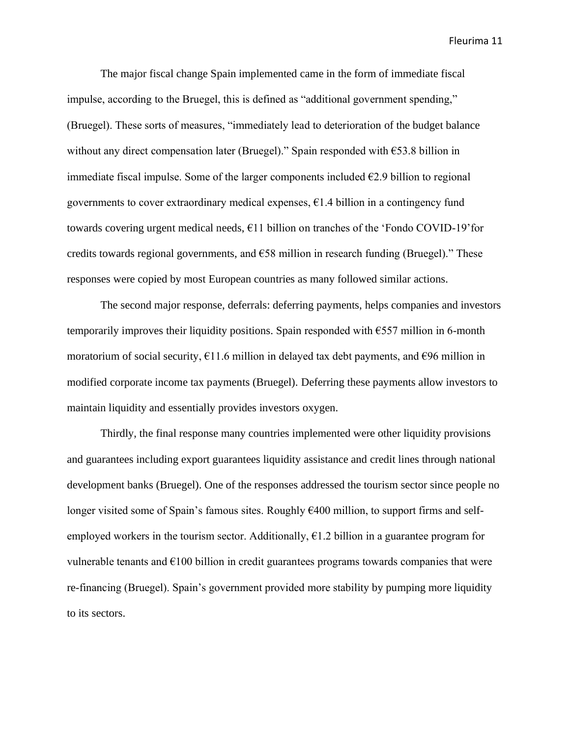The major fiscal change Spain implemented came in the form of immediate fiscal impulse, according to the Bruegel, this is defined as "additional government spending," (Bruegel). These sorts of measures, "immediately lead to deterioration of the budget balance without any direct compensation later (Bruegel)." Spain responded with €53.8 billion in immediate fiscal impulse. Some of the larger components included €2.9 billion to regional governments to cover extraordinary medical expenses, €1.4 billion in a contingency fund towards covering urgent medical needs, €11 billion on tranches of the 'Fondo COVID-19' for credits towards regional governments, and €58 million in research funding (Bruegel)." These responses were copied by most European countries as many followed similar actions.

The second major response, deferrals: deferring payments, helps companies and investors temporarily improves their liquidity positions. Spain responded with €557 million in 6-month moratorium of social security, €11.6 million in delayed tax debt payments, and €96 million in modified corporate income tax payments (Bruegel). Deferring these payments allow investors to maintain liquidity and essentially provides investors oxygen.

Thirdly, the final response many countries implemented were other liquidity provisions and guarantees including export guarantees liquidity assistance and credit lines through national development banks (Bruegel). One of the responses addressed the tourism sector since people no longer visited some of Spain's famous sites. Roughly €400 million, to support firms and self-employed workers in the tourism sector. Additionally, €1.2 billion in a guarantee program for vulnerable tenants and €100 billion in credit guarantees programs towards companies that were re-financing (Bruegel). Spain's government provided more stability by pumping more liquidity to its sectors.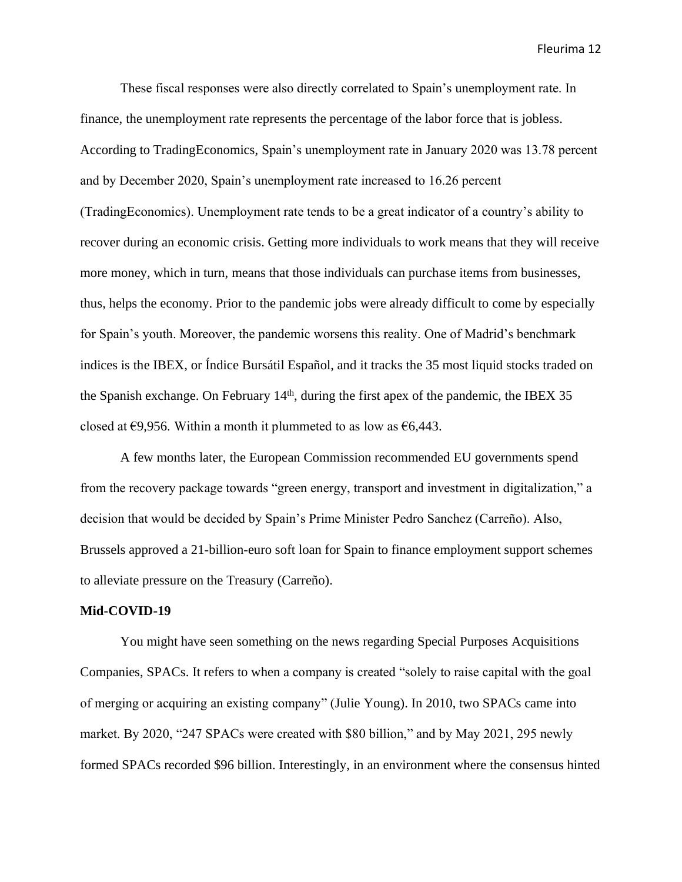These fiscal responses were also directly correlated to Spain's unemployment rate. In finance, the unemployment rate represents the percentage of the labor force that is jobless. According to TradingEconomics, Spain's unemployment rate in January 2020 was 13.78 percent and by December 2020, Spain's unemployment rate increased to 16.26 percent (TradingEconomics). Unemployment rate tends to be a great indicator of a country's ability to recover during an economic crisis. Getting more individuals to work means that they will receive more money, which in turn, means that those individuals can purchase items from businesses, thus, helps the economy. Prior to the pandemic jobs were already difficult to come by especially for Spain's youth. Moreover, the pandemic worsens this reality. One of Madrid's benchmark indices is the IBEX, or Índice Bursátil Español, and it tracks the 35 most liquid stocks traded on the Spanish exchange. On February 14th, during the first apex of the pandemic, the IBEX 35 closed at €9,956. Within a month it plummeted to as low as €6,443.

A few months later, the European Commission recommended EU governments spend from the recovery package towards "green energy, transport and investment in digitalization," a decision that would be decided by Spain's Prime Minister Pedro Sanchez (Carreño). Also, Brussels approved a 21-billion-euro soft loan for Spain to finance employment support schemes to alleviate pressure on the Treasury (Carreño).

**Mid-COVID-19**

You might have seen something on the news regarding Special Purposes Acquisitions Companies, SPACs. It refers to when a company is created "solely to raise capital with the goal of merging or acquiring an existing company" (Julie Young). In 2010, two SPACs came into market. By 2020, "247 SPACs were created with $80 billion," and by May 2021, 295 newly formed SPACs recorded $96 billion. Interestingly, in an environment where the consensus hinted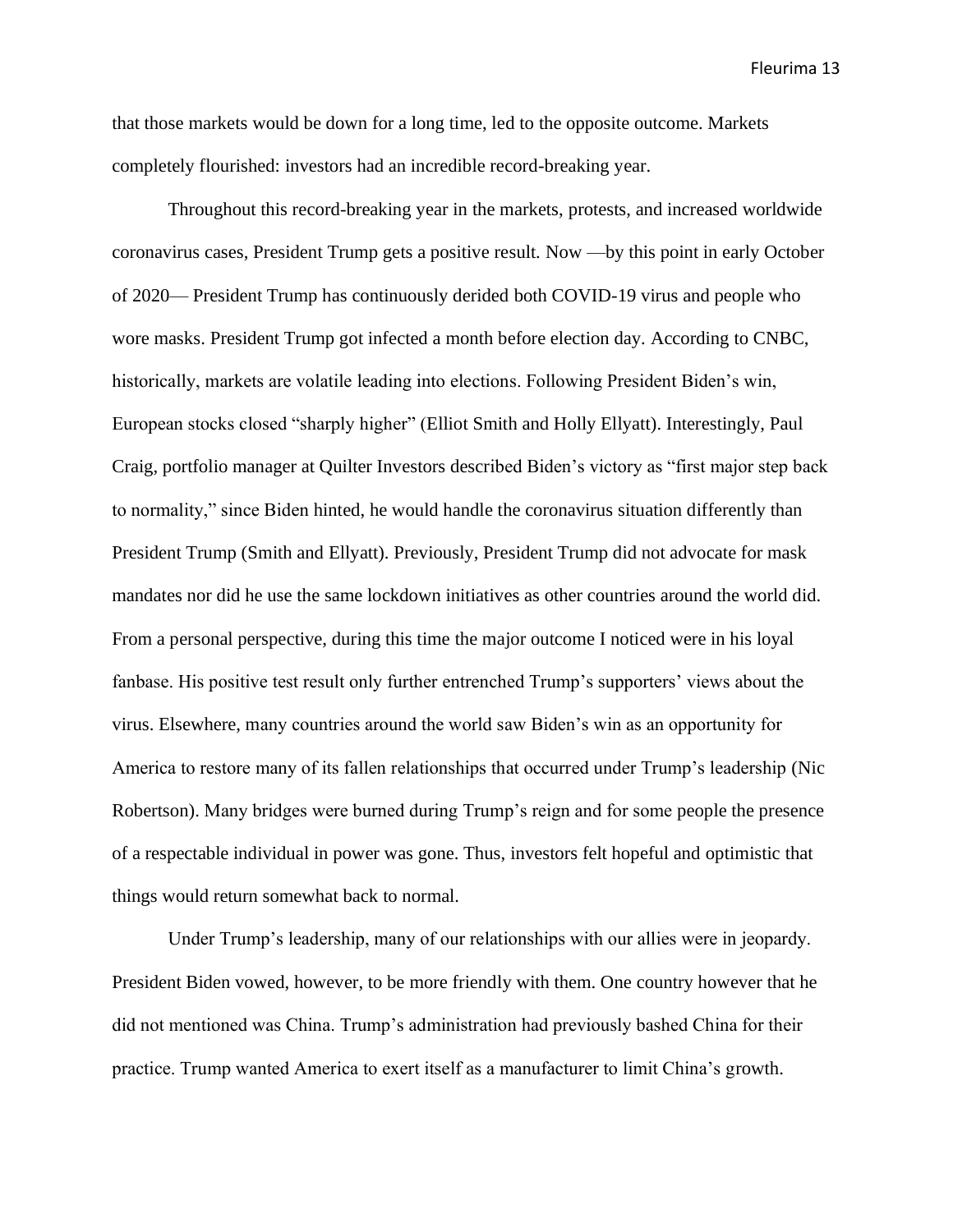that those markets would be down for a long time, led to the opposite outcome. Markets completely flourished: investors had an incredible record-breaking year.

Throughout this record-breaking year in the markets, protests, and increased worldwide coronavirus cases, President Trump gets a positive result. Now —by this point in early October of 2020— President Trump has continuously derided both COVID-19 virus and people who wore masks. President Trump got infected a month before election day. According to CNBC, historically, markets are volatile leading into elections. Following President Biden's win, European stocks closed "sharply higher" (Elliot Smith and Holly Ellyatt). Interestingly, Paul Craig, portfolio manager at Quilter Investors described Biden's victory as "first major step back to normality," since Biden hinted, he would handle the coronavirus situation differently than President Trump (Smith and Ellyatt). Previously, President Trump did not advocate for mask mandates nor did he use the same lockdown initiatives as other countries around the world did. From a personal perspective, during this time the major outcome I noticed were in his loyal fanbase. His positive test result only further entrenched Trump's supporters' views about the virus. Elsewhere, many countries around the world saw Biden's win as an opportunity for America to restore many of its fallen relationships that occurred under Trump's leadership (Nic Robertson). Many bridges were burned during Trump's reign and for some people the presence of a respectable individual in power was gone. Thus, investors felt hopeful and optimistic that things would return somewhat back to normal.

Under Trump's leadership, many of our relationships with our allies were in jeopardy. President Biden vowed, however, to be more friendly with them. One country however that he did not mentioned was China. Trump's administration had previously bashed China for their practice. Trump wanted America to exert itself as a manufacturer to limit China's growth.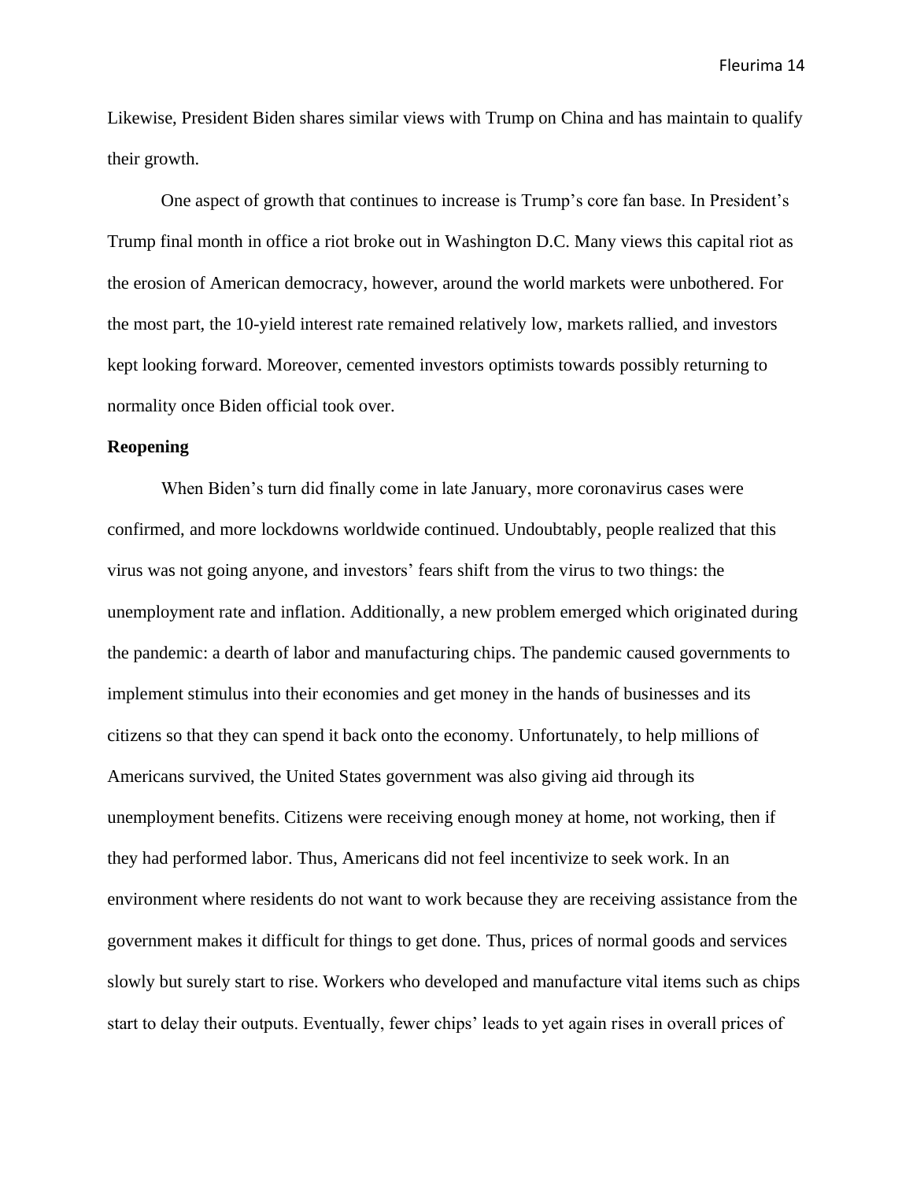Likewise, President Biden shares similar views with Trump on China and has maintain to qualify their growth.

One aspect of growth that continues to increase is Trump's core fan base. In President's Trump final month in office a riot broke out in Washington D.C. Many views this capital riot as the erosion of American democracy, however, around the world markets were unbothered. For the most part, the 10-yield interest rate remained relatively low, markets rallied, and investors kept looking forward. Moreover, cemented investors optimists towards possibly returning to normality once Biden official took over.

**Reopening**

When Biden's turn did finally come in late January, more coronavirus cases were confirmed, and more lockdowns worldwide continued. Undoubtably, people realized that this virus was not going anyone, and investors' fears shift from the virus to two things: the unemployment rate and inflation. Additionally, a new problem emerged which originated during the pandemic: a dearth of labor and manufacturing chips. The pandemic caused governments to implement stimulus into their economies and get money in the hands of businesses and its citizens so that they can spend it back onto the economy. Unfortunately, to help millions of Americans survived, the United States government was also giving aid through its unemployment benefits. Citizens were receiving enough money at home, not working, then if they had performed labor. Thus, Americans did not feel incentivize to seek work. In an environment where residents do not want to work because they are receiving assistance from the government makes it difficult for things to get done. Thus, prices of normal goods and services slowly but surely start to rise. Workers who developed and manufacture vital items such as chips start to delay their outputs. Eventually, fewer chips' leads to yet again rises in overall prices of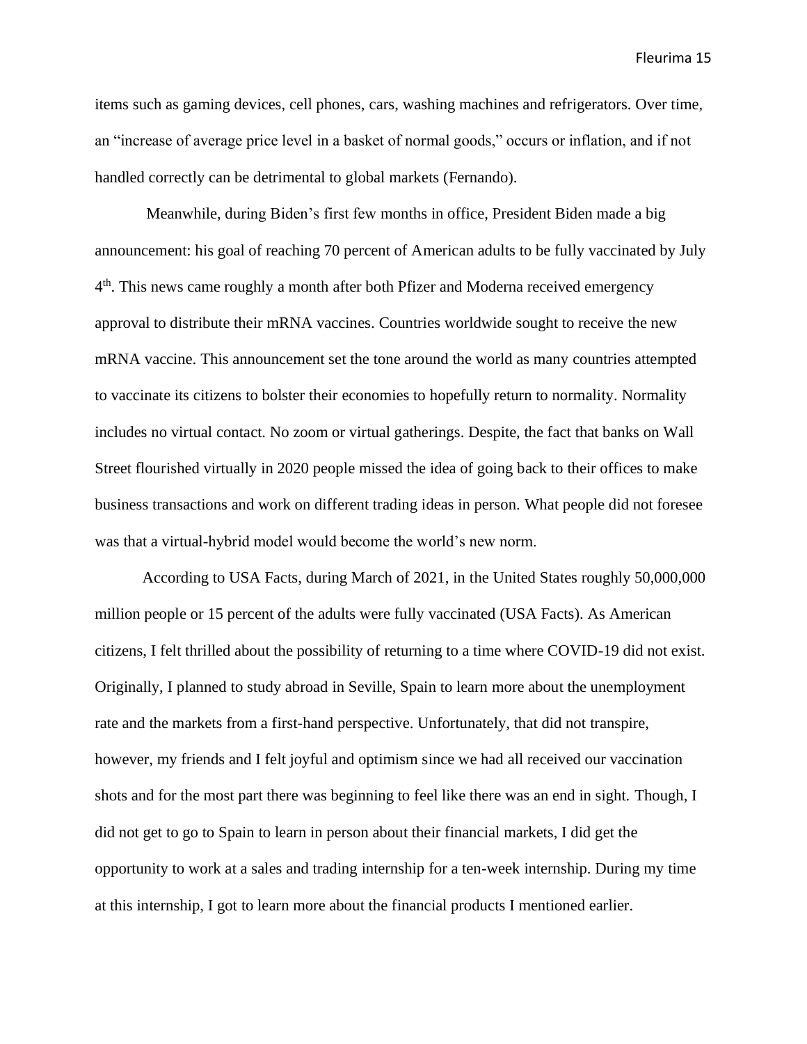items such as gaming devices, cell phones, cars, washing machines and refrigerators. Over time, an "increase of average price level in a basket of normal goods," occurs or inflation, and if not handled correctly can be detrimental to global markets (Fernando).

Meanwhile, during Biden's first few months in office, President Biden made a big announcement: his goal of reaching 70 percent of American adults to be fully vaccinated by July 4$^{th}$. This news came roughly a month after both Pfizer and Moderna received emergency approval to distribute their mRNA vaccines. Countries worldwide sought to receive the new mRNA vaccine. This announcement set the tone around the world as many countries attempted to vaccinate its citizens to bolster their economies to hopefully return to normality. Normality includes no virtual contact. No zoom or virtual gatherings. Despite, the fact that banks on Wall Street flourished virtually in 2020 people missed the idea of going back to their offices to make business transactions and work on different trading ideas in person. What people did not foresee was that a virtual-hybrid model would become the world's new norm.

According to USA Facts, during March of 2021, in the United States roughly 50,000,000 million people or 15 percent of the adults were fully vaccinated (USA Facts). As American citizens, I felt thrilled about the possibility of returning to a time where COVID-19 did not exist. Originally, I planned to study abroad in Seville, Spain to learn more about the unemployment rate and the markets from a first-hand perspective. Unfortunately, that did not transpire, however, my friends and I felt joyful and optimism since we had all received our vaccination shots and for the most part there was beginning to feel like there was an end in sight. Though, I did not get to go to Spain to learn in person about their financial markets, I did get the opportunity to work at a sales and trading internship for a ten-week internship. During my time at this internship, I got to learn more about the financial products I mentioned earlier.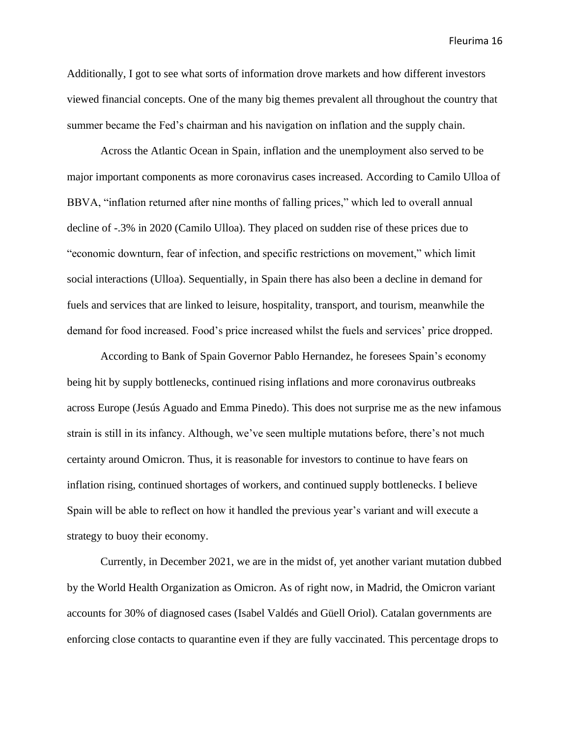Additionally, I got to see what sorts of information drove markets and how different investors viewed financial concepts. One of the many big themes prevalent all throughout the country that summer became the Fed's chairman and his navigation on inflation and the supply chain.

Across the Atlantic Ocean in Spain, inflation and the unemployment also served to be major important components as more coronavirus cases increased. According to Camilo Ulloa of BBVA, "inflation returned after nine months of falling prices," which led to overall annual decline of -.3% in 2020 (Camilo Ulloa). They placed on sudden rise of these prices due to "economic downturn, fear of infection, and specific restrictions on movement," which limit social interactions (Ulloa). Sequentially, in Spain there has also been a decline in demand for fuels and services that are linked to leisure, hospitality, transport, and tourism, meanwhile the demand for food increased. Food's price increased whilst the fuels and services' price dropped.

According to Bank of Spain Governor Pablo Hernandez, he foresees Spain's economy being hit by supply bottlenecks, continued rising inflations and more coronavirus outbreaks across Europe (Jesús Aguado and Emma Pinedo). This does not surprise me as the new infamous strain is still in its infancy. Although, we've seen multiple mutations before, there's not much certainty around Omicron. Thus, it is reasonable for investors to continue to have fears on inflation rising, continued shortages of workers, and continued supply bottlenecks. I believe Spain will be able to reflect on how it handled the previous year's variant and will execute a strategy to buoy their economy.

Currently, in December 2021, we are in the midst of, yet another variant mutation dubbed by the World Health Organization as Omicron. As of right now, in Madrid, the Omicron variant accounts for 30% of diagnosed cases (Isabel Valdés and Güell Oriol). Catalan governments are enforcing close contacts to quarantine even if they are fully vaccinated. This percentage drops to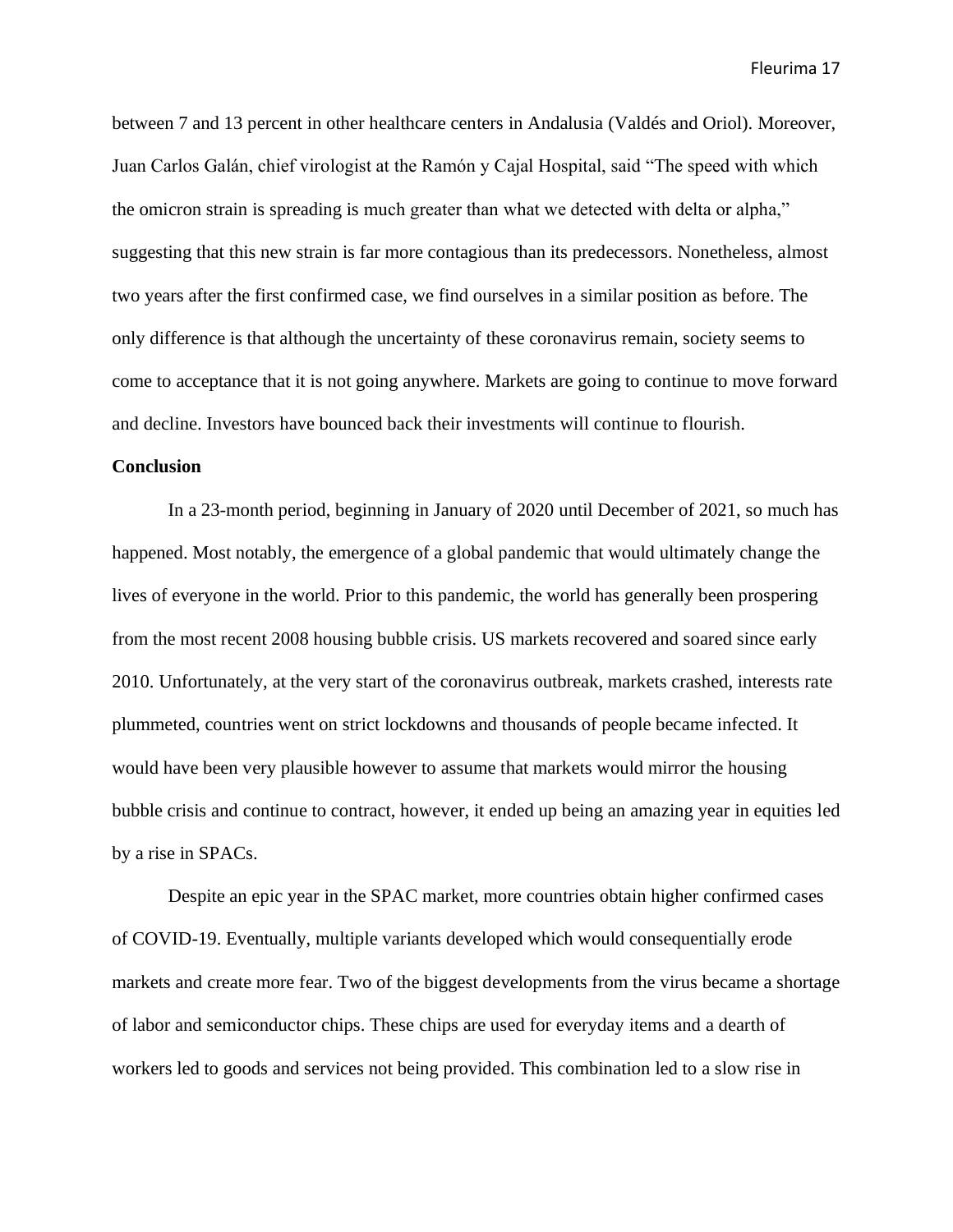between 7 and 13 percent in other healthcare centers in Andalusia (Valdés and Oriol). Moreover, Juan Carlos Galán, chief virologist at the Ramón y Cajal Hospital, said "The speed with which the omicron strain is spreading is much greater than what we detected with delta or alpha," suggesting that this new strain is far more contagious than its predecessors. Nonetheless, almost two years after the first confirmed case, we find ourselves in a similar position as before. The only difference is that although the uncertainty of these coronavirus remain, society seems to come to acceptance that it is not going anywhere. Markets are going to continue to move forward and decline. Investors have bounced back their investments will continue to flourish.

**Conclusion**

In a 23-month period, beginning in January of 2020 until December of 2021, so much has happened. Most notably, the emergence of a global pandemic that would ultimately change the lives of everyone in the world. Prior to this pandemic, the world has generally been prospering from the most recent 2008 housing bubble crisis. US markets recovered and soared since early 2010. Unfortunately, at the very start of the coronavirus outbreak, markets crashed, interests rate plummeted, countries went on strict lockdowns and thousands of people became infected. It would have been very plausible however to assume that markets would mirror the housing bubble crisis and continue to contract, however, it ended up being an amazing year in equities led by a rise in SPACs.

Despite an epic year in the SPAC market, more countries obtain higher confirmed cases of COVID-19. Eventually, multiple variants developed which would consequentially erode markets and create more fear. Two of the biggest developments from the virus became a shortage of labor and semiconductor chips. These chips are used for everyday items and a dearth of workers led to goods and services not being provided. This combination led to a slow rise in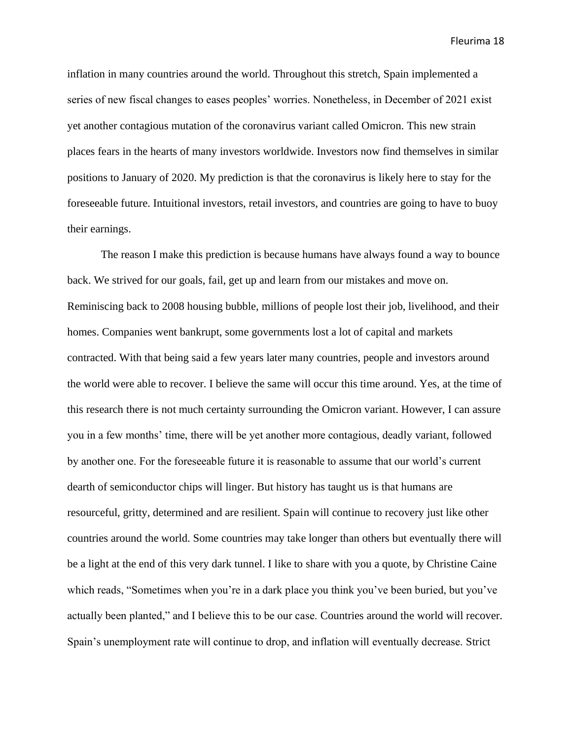inflation in many countries around the world. Throughout this stretch, Spain implemented a series of new fiscal changes to eases peoples' worries. Nonetheless, in December of 2021 exist yet another contagious mutation of the coronavirus variant called Omicron. This new strain places fears in the hearts of many investors worldwide. Investors now find themselves in similar positions to January of 2020. My prediction is that the coronavirus is likely here to stay for the foreseeable future. Intuitional investors, retail investors, and countries are going to have to buoy their earnings.

The reason I make this prediction is because humans have always found a way to bounce back. We strived for our goals, fail, get up and learn from our mistakes and move on. Reminiscing back to 2008 housing bubble, millions of people lost their job, livelihood, and their homes. Companies went bankrupt, some governments lost a lot of capital and markets contracted. With that being said a few years later many countries, people and investors around the world were able to recover. I believe the same will occur this time around. Yes, at the time of this research there is not much certainty surrounding the Omicron variant. However, I can assure you in a few months' time, there will be yet another more contagious, deadly variant, followed by another one. For the foreseeable future it is reasonable to assume that our world's current dearth of semiconductor chips will linger. But history has taught us is that humans are resourceful, gritty, determined and are resilient. Spain will continue to recovery just like other countries around the world. Some countries may take longer than others but eventually there will be a light at the end of this very dark tunnel. I like to share with you a quote, by Christine Caine which reads, "Sometimes when you're in a dark place you think you've been buried, but you've actually been planted," and I believe this to be our case. Countries around the world will recover. Spain's unemployment rate will continue to drop, and inflation will eventually decrease. Strict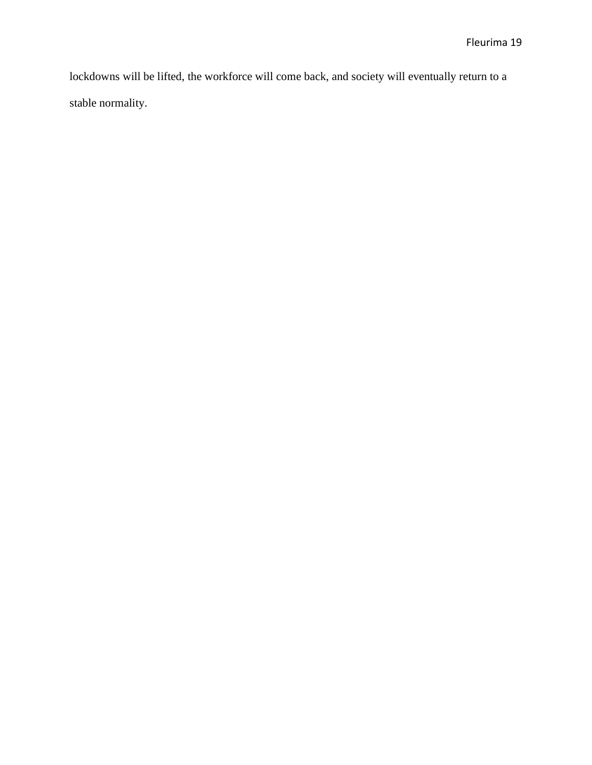lockdowns will be lifted, the workforce will come back, and society will eventually return to a stable normality.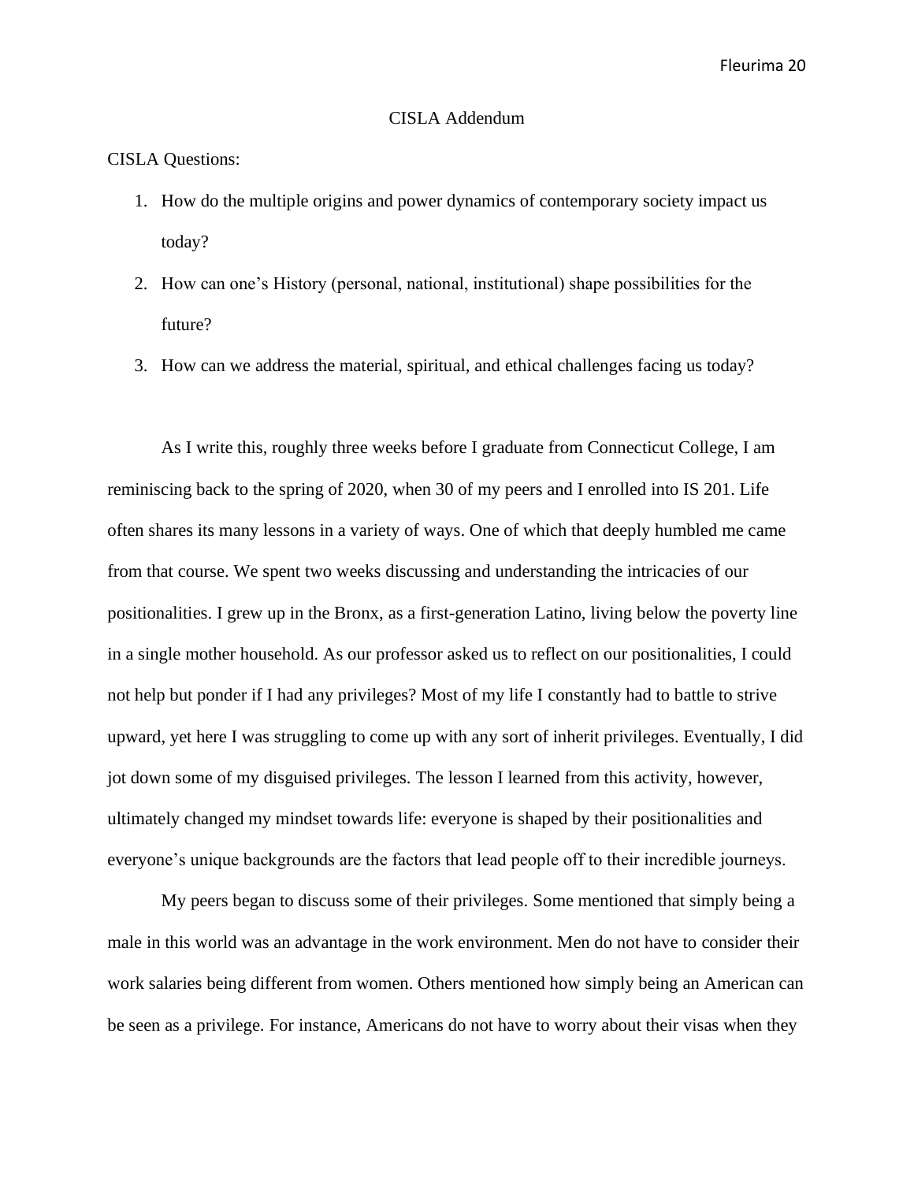## CISLA Addendum

CISLA Questions:

1. How do the multiple origins and power dynamics of contemporary society impact us today?
2. How can one's History (personal, national, institutional) shape possibilities for the future?
3. How can we address the material, spiritual, and ethical challenges facing us today?

As I write this, roughly three weeks before I graduate from Connecticut College, I am reminiscing back to the spring of 2020, when 30 of my peers and I enrolled into IS 201. Life often shares its many lessons in a variety of ways. One of which that deeply humbled me came from that course. We spent two weeks discussing and understanding the intricacies of our positionalities. I grew up in the Bronx, as a first-generation Latino, living below the poverty line in a single mother household. As our professor asked us to reflect on our positionalities, I could not help but ponder if I had any privileges? Most of my life I constantly had to battle to strive upward, yet here I was struggling to come up with any sort of inherit privileges. Eventually, I did jot down some of my disguised privileges. The lesson I learned from this activity, however, ultimately changed my mindset towards life: everyone is shaped by their positionalities and everyone's unique backgrounds are the factors that lead people off to their incredible journeys.

My peers began to discuss some of their privileges. Some mentioned that simply being a male in this world was an advantage in the work environment. Men do not have to consider their work salaries being different from women. Others mentioned how simply being an American can be seen as a privilege. For instance, Americans do not have to worry about their visas when they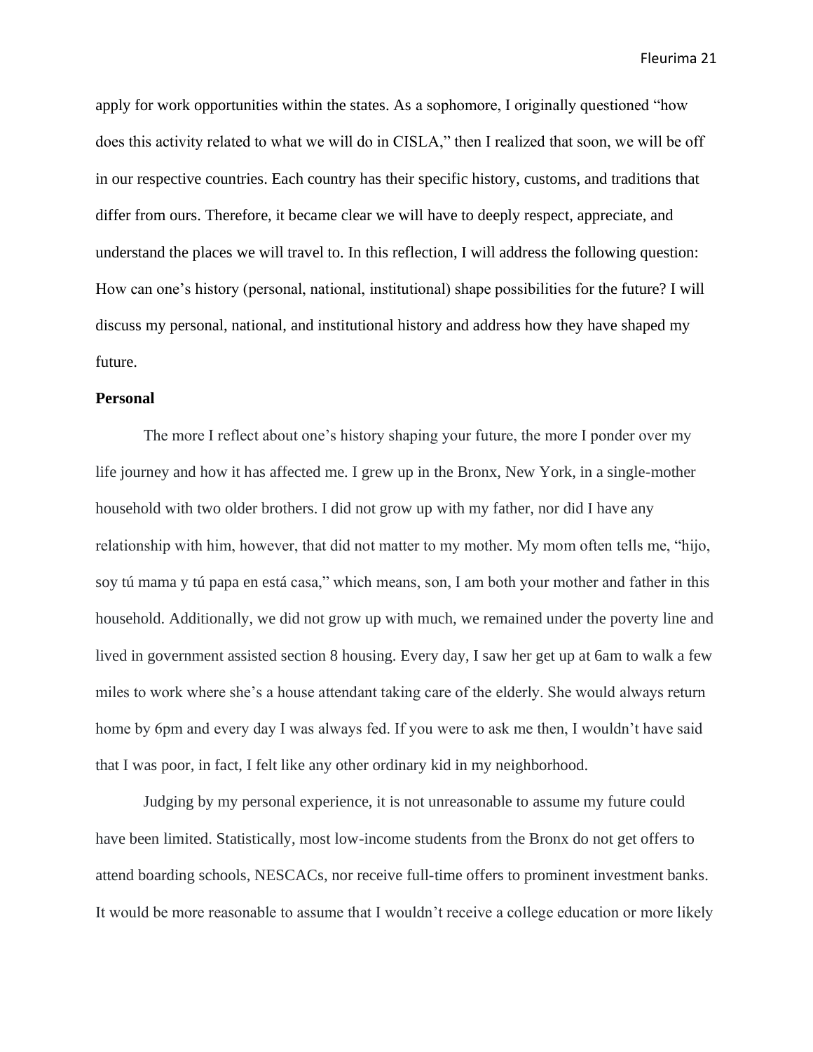apply for work opportunities within the states. As a sophomore, I originally questioned "how does this activity related to what we will do in CISLA," then I realized that soon, we will be off in our respective countries. Each country has their specific history, customs, and traditions that differ from ours. Therefore, it became clear we will have to deeply respect, appreciate, and understand the places we will travel to. In this reflection, I will address the following question: How can one's history (personal, national, institutional) shape possibilities for the future? I will discuss my personal, national, and institutional history and address how they have shaped my future.

**Personal**

The more I reflect about one's history shaping your future, the more I ponder over my life journey and how it has affected me. I grew up in the Bronx, New York, in a single-mother household with two older brothers. I did not grow up with my father, nor did I have any relationship with him, however, that did not matter to my mother. My mom often tells me, "hijo, soy tú mama y tú papa en está casa," which means, son, I am both your mother and father in this household. Additionally, we did not grow up with much, we remained under the poverty line and lived in government assisted section 8 housing. Every day, I saw her get up at 6am to walk a few miles to work where she's a house attendant taking care of the elderly. She would always return home by 6pm and every day I was always fed. If you were to ask me then, I wouldn't have said that I was poor, in fact, I felt like any other ordinary kid in my neighborhood.

Judging by my personal experience, it is not unreasonable to assume my future could have been limited. Statistically, most low-income students from the Bronx do not get offers to attend boarding schools, NESCACs, nor receive full-time offers to prominent investment banks. It would be more reasonable to assume that I wouldn't receive a college education or more likely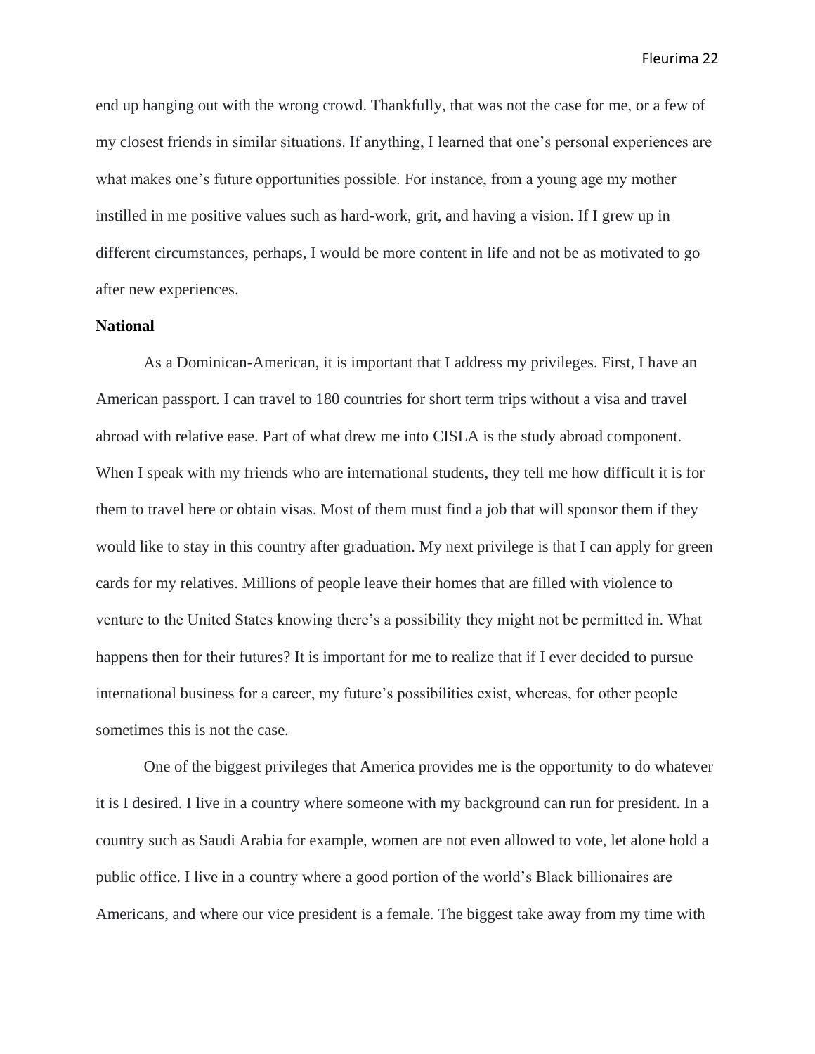end up hanging out with the wrong crowd. Thankfully, that was not the case for me, or a few of my closest friends in similar situations. If anything, I learned that one's personal experiences are what makes one's future opportunities possible. For instance, from a young age my mother instilled in me positive values such as hard-work, grit, and having a vision. If I grew up in different circumstances, perhaps, I would be more content in life and not be as motivated to go after new experiences.

**National**

As a Dominican-American, it is important that I address my privileges. First, I have an American passport. I can travel to 180 countries for short term trips without a visa and travel abroad with relative ease. Part of what drew me into CISLA is the study abroad component. When I speak with my friends who are international students, they tell me how difficult it is for them to travel here or obtain visas. Most of them must find a job that will sponsor them if they would like to stay in this country after graduation. My next privilege is that I can apply for green cards for my relatives. Millions of people leave their homes that are filled with violence to venture to the United States knowing there's a possibility they might not be permitted in. What happens then for their futures? It is important for me to realize that if I ever decided to pursue international business for a career, my future's possibilities exist, whereas, for other people sometimes this is not the case.

One of the biggest privileges that America provides me is the opportunity to do whatever it is I desired. I live in a country where someone with my background can run for president. In a country such as Saudi Arabia for example, women are not even allowed to vote, let alone hold a public office. I live in a country where a good portion of the world's Black billionaires are Americans, and where our vice president is a female. The biggest take away from my time with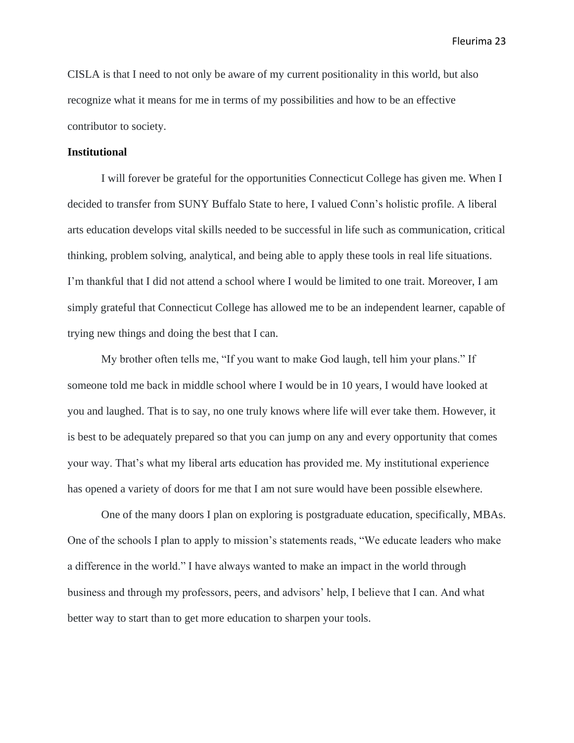CISLA is that I need to not only be aware of my current positionality in this world, but also recognize what it means for me in terms of my possibilities and how to be an effective contributor to society.

**Institutional**

I will forever be grateful for the opportunities Connecticut College has given me. When I decided to transfer from SUNY Buffalo State to here, I valued Conn's holistic profile. A liberal arts education develops vital skills needed to be successful in life such as communication, critical thinking, problem solving, analytical, and being able to apply these tools in real life situations. I'm thankful that I did not attend a school where I would be limited to one trait. Moreover, I am simply grateful that Connecticut College has allowed me to be an independent learner, capable of trying new things and doing the best that I can.

My brother often tells me, "If you want to make God laugh, tell him your plans." If someone told me back in middle school where I would be in 10 years, I would have looked at you and laughed. That is to say, no one truly knows where life will ever take them. However, it is best to be adequately prepared so that you can jump on any and every opportunity that comes your way. That's what my liberal arts education has provided me. My institutional experience has opened a variety of doors for me that I am not sure would have been possible elsewhere.

One of the many doors I plan on exploring is postgraduate education, specifically, MBAs. One of the schools I plan to apply to mission's statements reads, "We educate leaders who make a difference in the world." I have always wanted to make an impact in the world through business and through my professors, peers, and advisors' help, I believe that I can. And what better way to start than to get more education to sharpen your tools.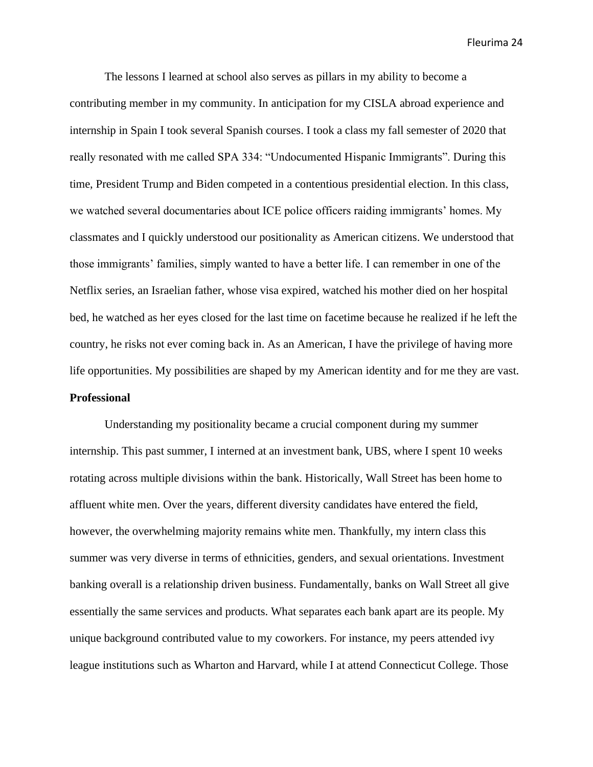The lessons I learned at school also serves as pillars in my ability to become a contributing member in my community. In anticipation for my CISLA abroad experience and internship in Spain I took several Spanish courses. I took a class my fall semester of 2020 that really resonated with me called SPA 334: "Undocumented Hispanic Immigrants". During this time, President Trump and Biden competed in a contentious presidential election. In this class, we watched several documentaries about ICE police officers raiding immigrants' homes. My classmates and I quickly understood our positionality as American citizens. We understood that those immigrants' families, simply wanted to have a better life. I can remember in one of the Netflix series, an Israelian father, whose visa expired, watched his mother died on her hospital bed, he watched as her eyes closed for the last time on facetime because he realized if he left the country, he risks not ever coming back in. As an American, I have the privilege of having more life opportunities. My possibilities are shaped by my American identity and for me they are vast.

**Professional**

Understanding my positionality became a crucial component during my summer internship. This past summer, I interned at an investment bank, UBS, where I spent 10 weeks rotating across multiple divisions within the bank. Historically, Wall Street has been home to affluent white men. Over the years, different diversity candidates have entered the field, however, the overwhelming majority remains white men. Thankfully, my intern class this summer was very diverse in terms of ethnicities, genders, and sexual orientations. Investment banking overall is a relationship driven business. Fundamentally, banks on Wall Street all give essentially the same services and products. What separates each bank apart are its people. My unique background contributed value to my coworkers. For instance, my peers attended ivy league institutions such as Wharton and Harvard, while I at attend Connecticut College. Those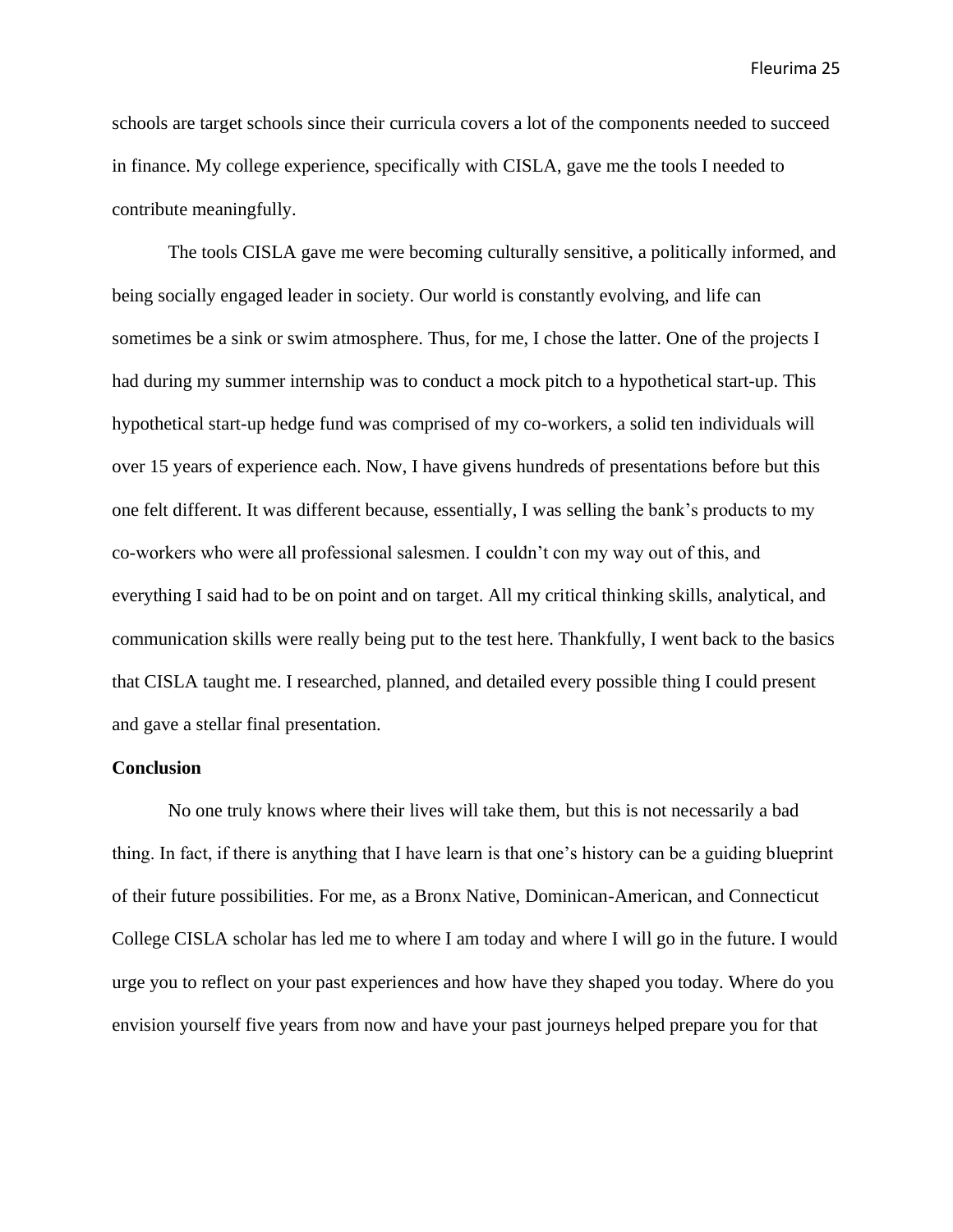schools are target schools since their curricula covers a lot of the components needed to succeed in finance. My college experience, specifically with CISLA, gave me the tools I needed to contribute meaningfully.

The tools CISLA gave me were becoming culturally sensitive, a politically informed, and being socially engaged leader in society. Our world is constantly evolving, and life can sometimes be a sink or swim atmosphere. Thus, for me, I chose the latter. One of the projects I had during my summer internship was to conduct a mock pitch to a hypothetical start-up. This hypothetical start-up hedge fund was comprised of my co-workers, a solid ten individuals will over 15 years of experience each. Now, I have givens hundreds of presentations before but this one felt different. It was different because, essentially, I was selling the bank's products to my co-workers who were all professional salesmen. I couldn't con my way out of this, and everything I said had to be on point and on target. All my critical thinking skills, analytical, and communication skills were really being put to the test here. Thankfully, I went back to the basics that CISLA taught me. I researched, planned, and detailed every possible thing I could present and gave a stellar final presentation.

**Conclusion**

No one truly knows where their lives will take them, but this is not necessarily a bad thing. In fact, if there is anything that I have learn is that one's history can be a guiding blueprint of their future possibilities. For me, as a Bronx Native, Dominican-American, and Connecticut College CISLA scholar has led me to where I am today and where I will go in the future. I would urge you to reflect on your past experiences and how have they shaped you today. Where do you envision yourself five years from now and have your past journeys helped prepare you for that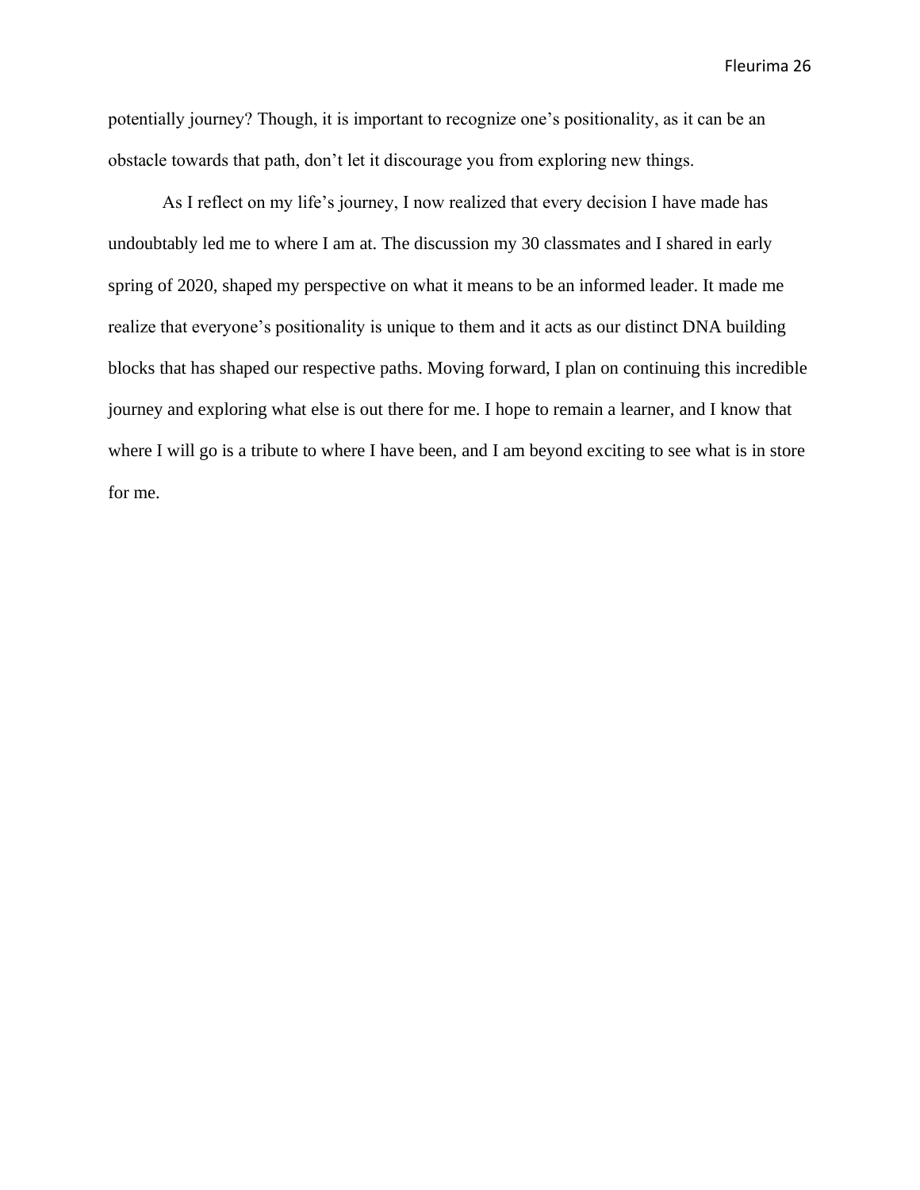potentially journey? Though, it is important to recognize one's positionality, as it can be an obstacle towards that path, don't let it discourage you from exploring new things.

As I reflect on my life's journey, I now realized that every decision I have made has undoubtably led me to where I am at. The discussion my 30 classmates and I shared in early spring of 2020, shaped my perspective on what it means to be an informed leader. It made me realize that everyone's positionality is unique to them and it acts as our distinct DNA building blocks that has shaped our respective paths. Moving forward, I plan on continuing this incredible journey and exploring what else is out there for me. I hope to remain a learner, and I know that where I will go is a tribute to where I have been, and I am beyond exciting to see what is in store for me.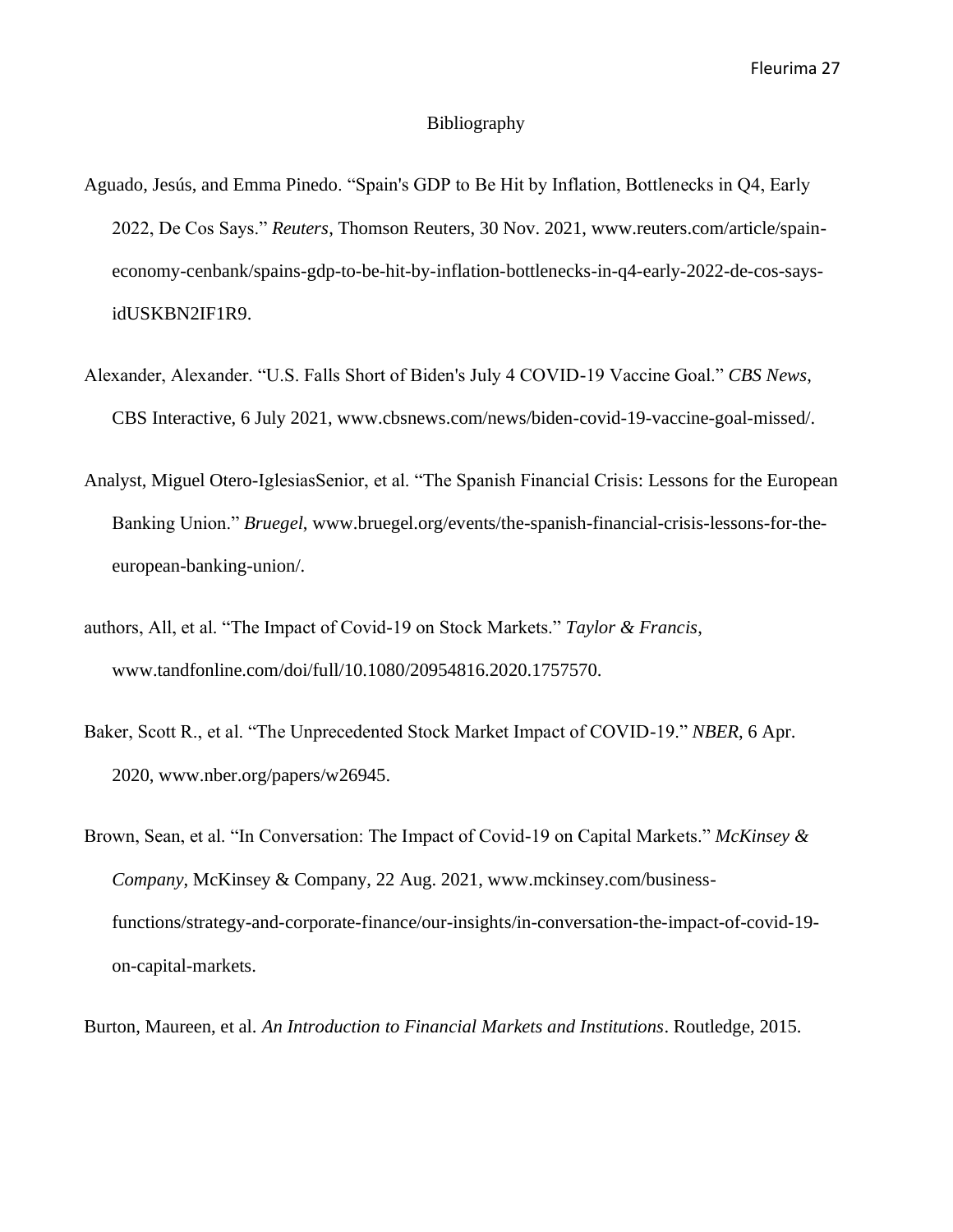# Bibliography

Aguado, Jesús, and Emma Pinedo. "Spain's GDP to Be Hit by Inflation, Bottlenecks in Q4, Early 2022, De Cos Says." *Reuters*, Thomson Reuters, 30 Nov. 2021, www.reuters.com/article/spain-economy-cenbank/spains-gdp-to-be-hit-by-inflation-bottlenecks-in-q4-early-2022-de-cos-says-idUSKBN2IF1R9.

Alexander, Alexander. "U.S. Falls Short of Biden's July 4 COVID-19 Vaccine Goal." *CBS News*, CBS Interactive, 6 July 2021, www.cbsnews.com/news/biden-covid-19-vaccine-goal-missed/.

Analyst, Miguel Otero-IglesiasSenior, et al. "The Spanish Financial Crisis: Lessons for the European Banking Union." *Bruegel*, www.bruegel.org/events/the-spanish-financial-crisis-lessons-for-the-european-banking-union/.

authors, All, et al. "The Impact of Covid-19 on Stock Markets." *Taylor & Francis*, www.tandfonline.com/doi/full/10.1080/20954816.2020.1757570.

Baker, Scott R., et al. "The Unprecedented Stock Market Impact of COVID-19." *NBER*, 6 Apr. 2020, www.nber.org/papers/w26945.

Brown, Sean, et al. "In Conversation: The Impact of Covid-19 on Capital Markets." *McKinsey & Company*, McKinsey & Company, 22 Aug. 2021, www.mckinsey.com/business-functions/strategy-and-corporate-finance/our-insights/in-conversation-the-impact-of-covid-19-on-capital-markets.

Burton, Maureen, et al. *An Introduction to Financial Markets and Institutions*. Routledge, 2015.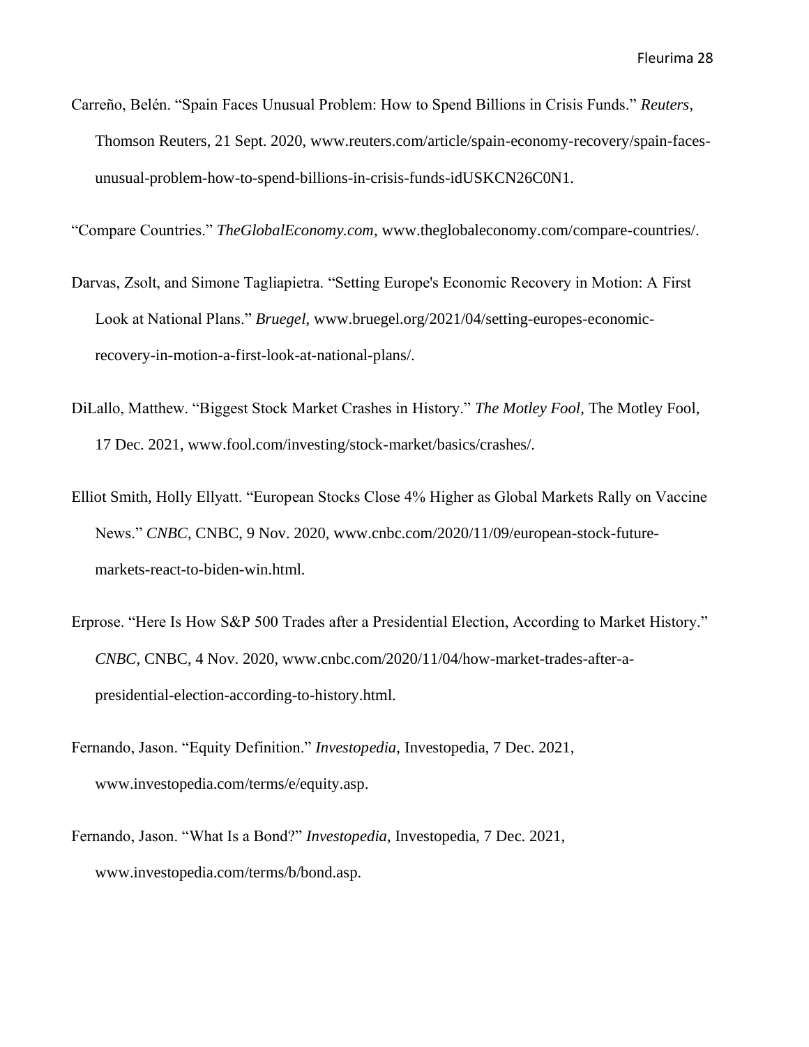Carreño, Belén. "Spain Faces Unusual Problem: How to Spend Billions in Crisis Funds." *Reuters*, Thomson Reuters, 21 Sept. 2020, www.reuters.com/article/spain-economy-recovery/spain-faces-unusual-problem-how-to-spend-billions-in-crisis-funds-idUSKCN26C0N1.

"Compare Countries." *TheGlobalEconomy.com*, www.theglobaleconomy.com/compare-countries/.

Darvas, Zsolt, and Simone Tagliapietra. "Setting Europe's Economic Recovery in Motion: A First Look at National Plans." *Bruegel*, www.bruegel.org/2021/04/setting-europes-economic-recovery-in-motion-a-first-look-at-national-plans/.

DiLallo, Matthew. "Biggest Stock Market Crashes in History." *The Motley Fool*, The Motley Fool, 17 Dec. 2021, www.fool.com/investing/stock-market/basics/crashes/.

Elliot Smith, Holly Ellyatt. "European Stocks Close 4% Higher as Global Markets Rally on Vaccine News." *CNBC*, CNBC, 9 Nov. 2020, www.cnbc.com/2020/11/09/european-stock-future-markets-react-to-biden-win.html.

Erprose. "Here Is How S&P 500 Trades after a Presidential Election, According to Market History." *CNBC*, CNBC, 4 Nov. 2020, www.cnbc.com/2020/11/04/how-market-trades-after-a-presidential-election-according-to-history.html.

Fernando, Jason. "Equity Definition." *Investopedia*, Investopedia, 7 Dec. 2021, www.investopedia.com/terms/e/equity.asp.

Fernando, Jason. "What Is a Bond?" *Investopedia*, Investopedia, 7 Dec. 2021, www.investopedia.com/terms/b/bond.asp.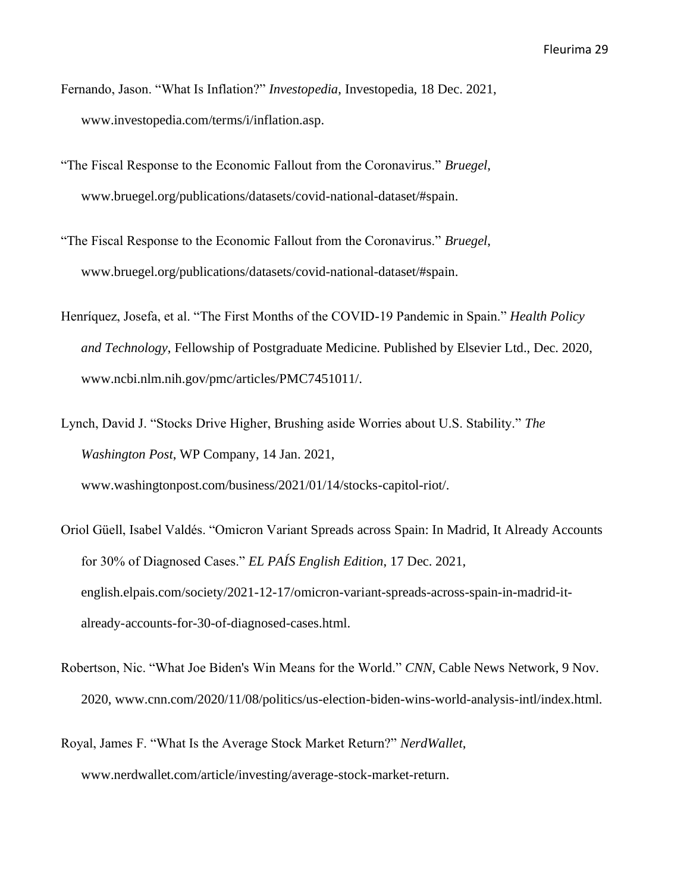Fernando, Jason. “What Is Inflation?” *Investopedia*, Investopedia, 18 Dec. 2021, www.investopedia.com/terms/i/inflation.asp.

“The Fiscal Response to the Economic Fallout from the Coronavirus.” *Bruegel*, www.bruegel.org/publications/datasets/covid-national-dataset/#spain.

“The Fiscal Response to the Economic Fallout from the Coronavirus.” *Bruegel*, www.bruegel.org/publications/datasets/covid-national-dataset/#spain.

Henríquez, Josefa, et al. “The First Months of the COVID-19 Pandemic in Spain.” *Health Policy and Technology*, Fellowship of Postgraduate Medicine. Published by Elsevier Ltd., Dec. 2020, www.ncbi.nlm.nih.gov/pmc/articles/PMC7451011/.

Lynch, David J. “Stocks Drive Higher, Brushing aside Worries about U.S. Stability.” *The Washington Post*, WP Company, 14 Jan. 2021, www.washingtonpost.com/business/2021/01/14/stocks-capitol-riot/.

Oriol Güell, Isabel Valdés. “Omicron Variant Spreads across Spain: In Madrid, It Already Accounts for 30% of Diagnosed Cases.” *EL PAÍS English Edition*, 17 Dec. 2021, english.elpais.com/society/2021-12-17/omicron-variant-spreads-across-spain-in-madrid-it-already-accounts-for-30-of-diagnosed-cases.html.

Robertson, Nic. “What Joe Biden's Win Means for the World.” *CNN*, Cable News Network, 9 Nov. 2020, www.cnn.com/2020/11/08/politics/us-election-biden-wins-world-analysis-intl/index.html.

Royal, James F. “What Is the Average Stock Market Return?” *NerdWallet*, www.nerdwallet.com/article/investing/average-stock-market-return.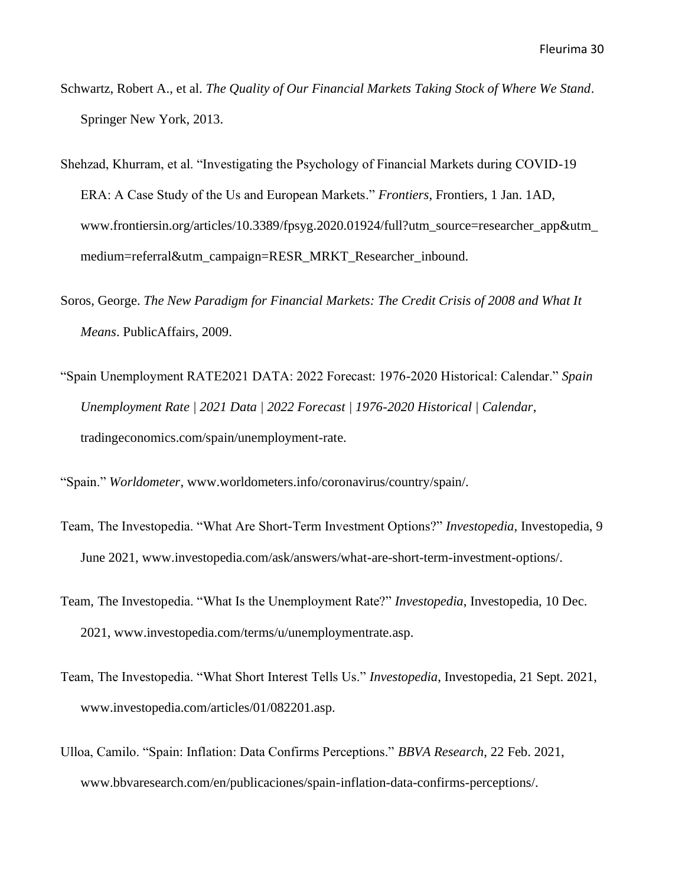Schwartz, Robert A., et al. *The Quality of Our Financial Markets Taking Stock of Where We Stand*. Springer New York, 2013.

Shehzad, Khurram, et al. "Investigating the Psychology of Financial Markets during COVID-19 ERA: A Case Study of the Us and European Markets." *Frontiers*, Frontiers, 1 Jan. 1AD, www.frontiersin.org/articles/10.3389/fpsyg.2020.01924/full?utm_source=researcher_app&utm_medium=referral&utm_campaign=RESR_MRKT_Researcher_inbound.

Soros, George. *The New Paradigm for Financial Markets: The Credit Crisis of 2008 and What It Means*. PublicAffairs, 2009.

"Spain Unemployment RATE2021 DATA: 2022 Forecast: 1976-2020 Historical: Calendar." *Spain Unemployment Rate | 2021 Data | 2022 Forecast | 1976-2020 Historical | Calendar*, tradingeconomics.com/spain/unemployment-rate.

"Spain." *Worldometer*, www.worldometers.info/coronavirus/country/spain/.

Team, The Investopedia. "What Are Short-Term Investment Options?" *Investopedia*, Investopedia, 9 June 2021, www.investopedia.com/ask/answers/what-are-short-term-investment-options/.

Team, The Investopedia. "What Is the Unemployment Rate?" *Investopedia*, Investopedia, 10 Dec. 2021, www.investopedia.com/terms/u/unemploymentrate.asp.

Team, The Investopedia. "What Short Interest Tells Us." *Investopedia*, Investopedia, 21 Sept. 2021, www.investopedia.com/articles/01/082201.asp.

Ulloa, Camilo. "Spain: Inflation: Data Confirms Perceptions." *BBVA Research*, 22 Feb. 2021, www.bbvaresearch.com/en/publicaciones/spain-inflation-data-confirms-perceptions/.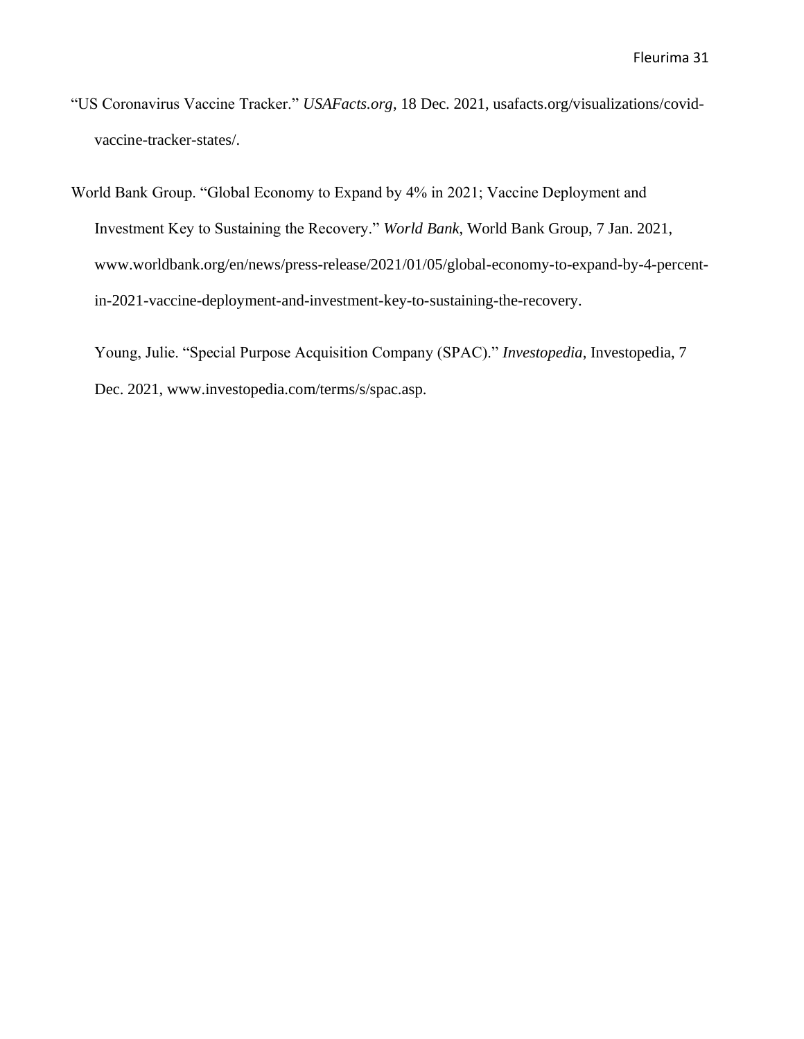"US Coronavirus Vaccine Tracker." *USAFacts.org*, 18 Dec. 2021, usafacts.org/visualizations/covid-vaccine-tracker-states/.

World Bank Group. "Global Economy to Expand by 4% in 2021; Vaccine Deployment and Investment Key to Sustaining the Recovery." *World Bank*, World Bank Group, 7 Jan. 2021, www.worldbank.org/en/news/press-release/2021/01/05/global-economy-to-expand-by-4-percent-in-2021-vaccine-deployment-and-investment-key-to-sustaining-the-recovery.

Young, Julie. "Special Purpose Acquisition Company (SPAC)." *Investopedia*, Investopedia, 7 Dec. 2021, www.investopedia.com/terms/s/spac.asp.